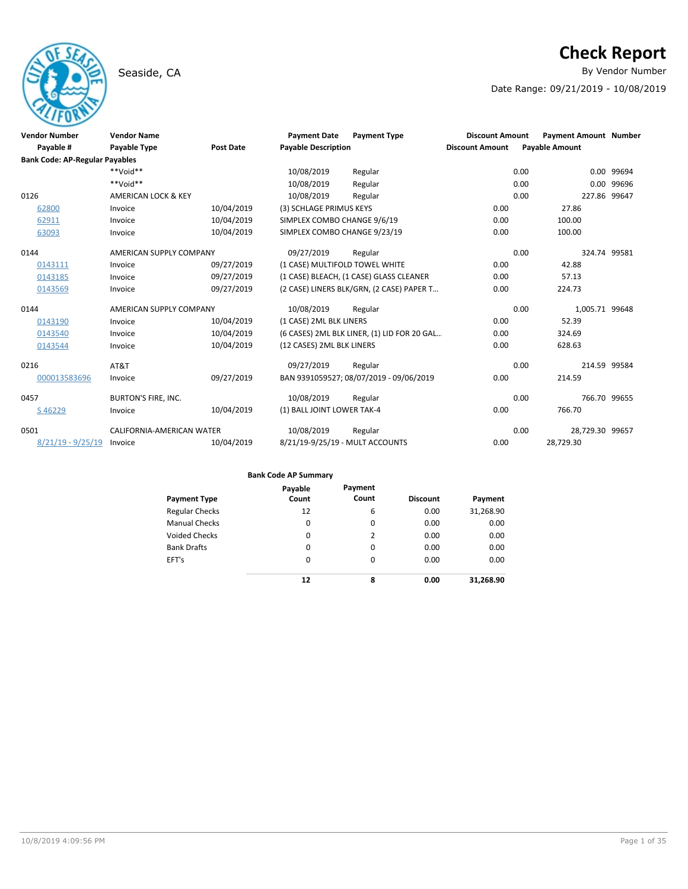# Check Report

Seaside, CA

By Vendor Number

Date Range: 09/21/2019 - 10/08/2019

| Vendor Number | Vendor Name | | Payment Date | Payment Type | Discount Amount | Payment Amount | Number |
|---|---|---|---|---|---|---|---|
| Payable # | Payable Type | Post Date | Payable Description | | Discount Amount | Payable Amount | |
| **Bank Code: AP-Regular Payables** | | | | | | | |
| | \*\*Void\*\* | | 10/08/2019 | Regular | 0.00 | 0.00 | 99694 |
| | \*\*Void\*\* | | 10/08/2019 | Regular | 0.00 | 0.00 | 99696 |
| 0126 | AMERICAN LOCK & KEY | | 10/08/2019 | Regular | 0.00 | 227.86 | 99647 |
| 62800 | Invoice | 10/04/2019 | (3) SCHLAGE PRIMUS KEYS | | 0.00 | 27.86 | |
| 62911 | Invoice | 10/04/2019 | SIMPLEX COMBO CHANGE 9/6/19 | | 0.00 | 100.00 | |
| 63093 | Invoice | 10/04/2019 | SIMPLEX COMBO CHANGE 9/23/19 | | 0.00 | 100.00 | |
| 0144 | AMERICAN SUPPLY COMPANY | | 09/27/2019 | Regular | 0.00 | 324.74 | 99581 |
| 0143111 | Invoice | 09/27/2019 | (1 CASE) MULTIFOLD TOWEL WHITE | | 0.00 | 42.88 | |
| 0143185 | Invoice | 09/27/2019 | (1 CASE) BLEACH, (1 CASE) GLASS CLEANER | | 0.00 | 57.13 | |
| 0143569 | Invoice | 09/27/2019 | (2 CASE) LINERS BLK/GRN, (2 CASE) PAPER T... | | 0.00 | 224.73 | |
| 0144 | AMERICAN SUPPLY COMPANY | | 10/08/2019 | Regular | 0.00 | 1,005.71 | 99648 |
| 0143190 | Invoice | 10/04/2019 | (1 CASE) 2ML BLK LINERS | | 0.00 | 52.39 | |
| 0143540 | Invoice | 10/04/2019 | (6 CASES) 2ML BLK LINER, (1) LID FOR 20 GAL... | | 0.00 | 324.69 | |
| 0143544 | Invoice | 10/04/2019 | (12 CASES) 2ML BLK LINERS | | 0.00 | 628.63 | |
| 0216 | AT&T | | 09/27/2019 | Regular | 0.00 | 214.59 | 99584 |
| 000013583696 | Invoice | 09/27/2019 | BAN 9391059527; 08/07/2019 - 09/06/2019 | | 0.00 | 214.59 | |
| 0457 | BURTON'S FIRE, INC. | | 10/08/2019 | Regular | 0.00 | 766.70 | 99655 |
| S 46229 | Invoice | 10/04/2019 | (1) BALL JOINT LOWER TAK-4 | | 0.00 | 766.70 | |
| 0501 | CALIFORNIA-AMERICAN WATER | | 10/08/2019 | Regular | 0.00 | 28,729.30 | 99657 |
| 8/21/19 - 9/25/19 | Invoice | 10/04/2019 | 8/21/19-9/25/19 - MULT ACCOUNTS | | 0.00 | 28,729.30 | |

**Bank Code AP Summary**

| Payment Type | Payable Count | Payment Count | Discount | Payment |
|---|---|---|---|---|
| Regular Checks | 12 | 6 | 0.00 | 31,268.90 |
| Manual Checks | 0 | 0 | 0.00 | 0.00 |
| Voided Checks | 0 | 2 | 0.00 | 0.00 |
| Bank Drafts | 0 | 0 | 0.00 | 0.00 |
| EFT's | 0 | 0 | 0.00 | 0.00 |
| | **12** | **8** | **0.00** | **31,268.90** |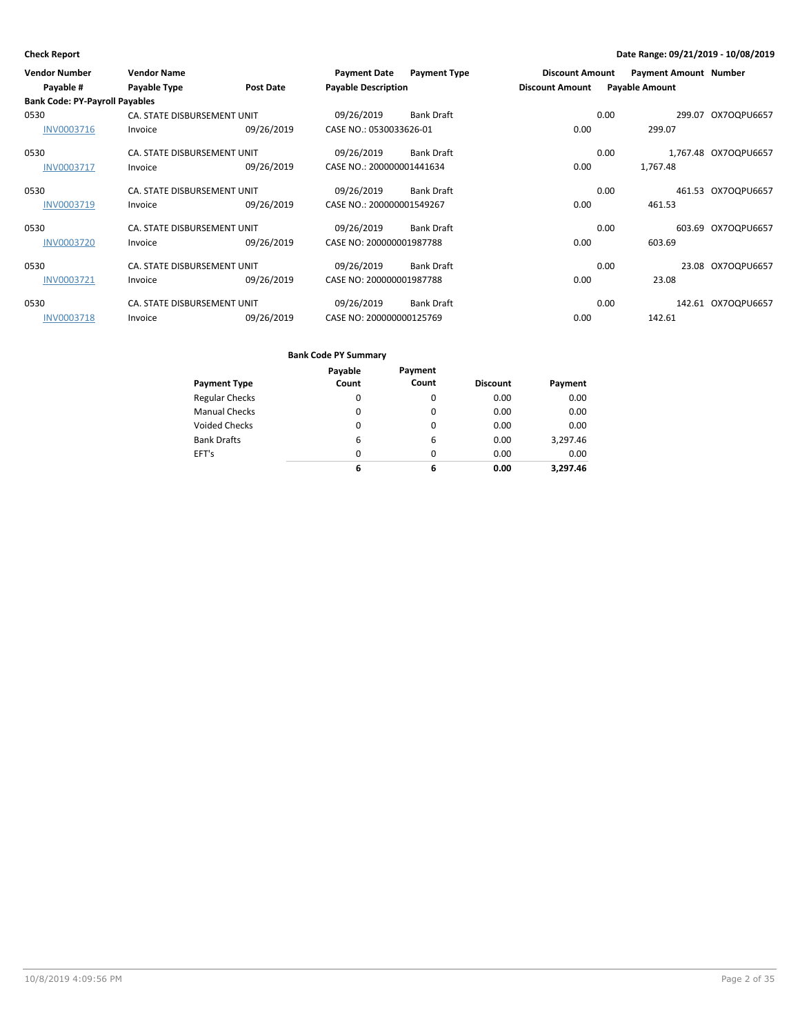**Check Report**

**Date Range: 09/21/2019 - 10/08/2019**

| Vendor Number | Vendor Name | | Payment Date | Payment Type | Discount Amount | Payment Amount | Number |
|---|---|---|---|---|---|---|---|
| Payable # | Payable Type | Post Date | Payable Description | | Discount Amount | Payable Amount | |
| **Bank Code: PY-Payroll Payables** | | | | | | | |
| 0530 | CA. STATE DISBURSEMENT UNIT | | 09/26/2019 | Bank Draft | 0.00 | 299.07 | OX7OQPU6657 |
| INV0003716 | Invoice | 09/26/2019 | CASE NO.: 0530033626-01 | | 0.00 | 299.07 | |
| 0530 | CA. STATE DISBURSEMENT UNIT | | 09/26/2019 | Bank Draft | 0.00 | 1,767.48 | OX7OQPU6657 |
| INV0003717 | Invoice | 09/26/2019 | CASE NO.: 200000001441634 | | 0.00 | 1,767.48 | |
| 0530 | CA. STATE DISBURSEMENT UNIT | | 09/26/2019 | Bank Draft | 0.00 | 461.53 | OX7OQPU6657 |
| INV0003719 | Invoice | 09/26/2019 | CASE NO.: 200000001549267 | | 0.00 | 461.53 | |
| 0530 | CA. STATE DISBURSEMENT UNIT | | 09/26/2019 | Bank Draft | 0.00 | 603.69 | OX7OQPU6657 |
| INV0003720 | Invoice | 09/26/2019 | CASE NO: 200000001987788 | | 0.00 | 603.69 | |
| 0530 | CA. STATE DISBURSEMENT UNIT | | 09/26/2019 | Bank Draft | 0.00 | 23.08 | OX7OQPU6657 |
| INV0003721 | Invoice | 09/26/2019 | CASE NO: 200000001987788 | | 0.00 | 23.08 | |
| 0530 | CA. STATE DISBURSEMENT UNIT | | 09/26/2019 | Bank Draft | 0.00 | 142.61 | OX7OQPU6657 |
| INV0003718 | Invoice | 09/26/2019 | CASE NO: 200000000125769 | | 0.00 | 142.61 | |

**Bank Code PY Summary**

| Payment Type | Payable Count | Payment Count | Discount | Payment |
|---|---|---|---|---|
| Regular Checks | 0 | 0 | 0.00 | 0.00 |
| Manual Checks | 0 | 0 | 0.00 | 0.00 |
| Voided Checks | 0 | 0 | 0.00 | 0.00 |
| Bank Drafts | 6 | 6 | 0.00 | 3,297.46 |
| EFT's | 0 | 0 | 0.00 | 0.00 |
| | **6** | **6** | **0.00** | **3,297.46** |

10/8/2019 4:09:56 PM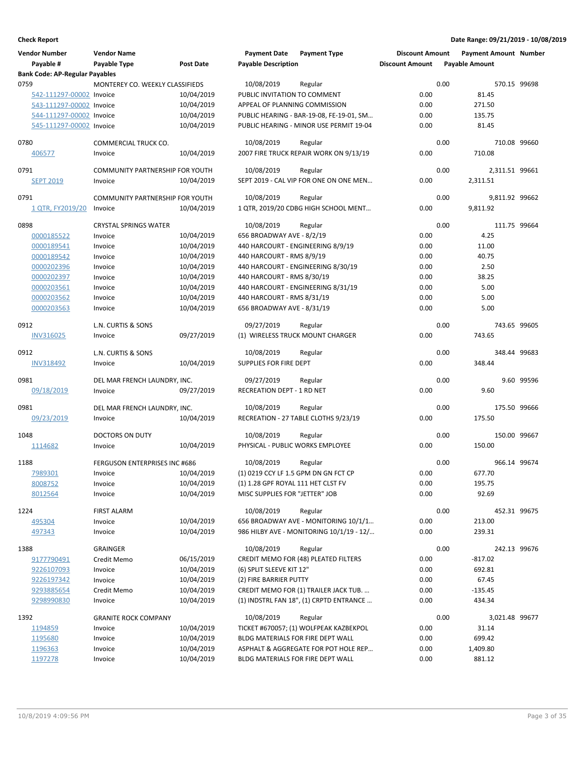**Check Report**

**Date Range: 09/21/2019 - 10/08/2019**

| Vendor Number | Vendor Name | | Payment Date | Payment Type | Discount Amount | Payment Amount | Number |
|---|---|---|---|---|---|---|---|
| Payable # | Payable Type | Post Date | Payable Description | | Discount Amount | Payable Amount | |
| **Bank Code: AP-Regular Payables** | | | | | | | |
| 0759 | MONTEREY CO. WEEKLY CLASSIFIEDS | | 10/08/2019 | Regular | 0.00 | 570.15 | 99698 |
| 542-111297-00002 | Invoice | 10/04/2019 | PUBLIC INVITATION TO COMMENT | | 0.00 | 81.45 | |
| 543-111297-00002 | Invoice | 10/04/2019 | APPEAL OF PLANNING COMMISSION | | 0.00 | 271.50 | |
| 544-111297-00002 | Invoice | 10/04/2019 | PUBLIC HEARING - BAR-19-08, FE-19-01, SM... | | 0.00 | 135.75 | |
| 545-111297-00002 | Invoice | 10/04/2019 | PUBLIC HEARING - MINOR USE PERMIT 19-04 | | 0.00 | 81.45 | |
| 0780 | COMMERCIAL TRUCK CO. | | 10/08/2019 | Regular | 0.00 | 710.08 | 99660 |
| 406577 | Invoice | 10/04/2019 | 2007 FIRE TRUCK REPAIR WORK ON 9/13/19 | | 0.00 | 710.08 | |
| 0791 | COMMUNITY PARTNERSHIP FOR YOUTH | | 10/08/2019 | Regular | 0.00 | 2,311.51 | 99661 |
| SEPT 2019 | Invoice | 10/04/2019 | SEPT 2019 - CAL VIP FOR ONE ON ONE MEN... | | 0.00 | 2,311.51 | |
| 0791 | COMMUNITY PARTNERSHIP FOR YOUTH | | 10/08/2019 | Regular | 0.00 | 9,811.92 | 99662 |
| 1 QTR, FY2019/20 | Invoice | 10/04/2019 | 1 QTR, 2019/20 CDBG HIGH SCHOOL MENT... | | 0.00 | 9,811.92 | |
| 0898 | CRYSTAL SPRINGS WATER | | 10/08/2019 | Regular | 0.00 | 111.75 | 99664 |
| 0000185522 | Invoice | 10/04/2019 | 656 BROADWAY AVE - 8/2/19 | | 0.00 | 4.25 | |
| 0000189541 | Invoice | 10/04/2019 | 440 HARCOURT - ENGINEERING 8/9/19 | | 0.00 | 11.00 | |
| 0000189542 | Invoice | 10/04/2019 | 440 HARCOURT - RMS 8/9/19 | | 0.00 | 40.75 | |
| 0000202396 | Invoice | 10/04/2019 | 440 HARCOURT - ENGINEERING 8/30/19 | | 0.00 | 2.50 | |
| 0000202397 | Invoice | 10/04/2019 | 440 HARCOURT - RMS 8/30/19 | | 0.00 | 38.25 | |
| 0000203561 | Invoice | 10/04/2019 | 440 HARCOURT - ENGINEERING 8/31/19 | | 0.00 | 5.00 | |
| 0000203562 | Invoice | 10/04/2019 | 440 HARCOURT - RMS 8/31/19 | | 0.00 | 5.00 | |
| 0000203563 | Invoice | 10/04/2019 | 656 BROADWAY AVE - 8/31/19 | | 0.00 | 5.00 | |
| 0912 | L.N. CURTIS & SONS | | 09/27/2019 | Regular | 0.00 | 743.65 | 99605 |
| INV316025 | Invoice | 09/27/2019 | (1) WIRELESS TRUCK MOUNT CHARGER | | 0.00 | 743.65 | |
| 0912 | L.N. CURTIS & SONS | | 10/08/2019 | Regular | 0.00 | 348.44 | 99683 |
| INV318492 | Invoice | 10/04/2019 | SUPPLIES FOR FIRE DEPT | | 0.00 | 348.44 | |
| 0981 | DEL MAR FRENCH LAUNDRY, INC. | | 09/27/2019 | Regular | 0.00 | 9.60 | 99596 |
| 09/18/2019 | Invoice | 09/27/2019 | RECREATION DEPT - 1 RD NET | | 0.00 | 9.60 | |
| 0981 | DEL MAR FRENCH LAUNDRY, INC. | | 10/08/2019 | Regular | 0.00 | 175.50 | 99666 |
| 09/23/2019 | Invoice | 10/04/2019 | RECREATION - 27 TABLE CLOTHS 9/23/19 | | 0.00 | 175.50 | |
| 1048 | DOCTORS ON DUTY | | 10/08/2019 | Regular | 0.00 | 150.00 | 99667 |
| 1114682 | Invoice | 10/04/2019 | PHYSICAL - PUBLIC WORKS EMPLOYEE | | 0.00 | 150.00 | |
| 1188 | FERGUSON ENTERPRISES INC #686 | | 10/08/2019 | Regular | 0.00 | 966.14 | 99674 |
| 7989301 | Invoice | 10/04/2019 | (1) 0219 CCY LF 1.5 GPM DN GN FCT CP | | 0.00 | 677.70 | |
| 8008752 | Invoice | 10/04/2019 | (1) 1.28 GPF ROYAL 111 HET CLST FV | | 0.00 | 195.75 | |
| 8012564 | Invoice | 10/04/2019 | MISC SUPPLIES FOR "JETTER" JOB | | 0.00 | 92.69 | |
| 1224 | FIRST ALARM | | 10/08/2019 | Regular | 0.00 | 452.31 | 99675 |
| 495304 | Invoice | 10/04/2019 | 656 BROADWAY AVE - MONITORING 10/1/1... | | 0.00 | 213.00 | |
| 497343 | Invoice | 10/04/2019 | 986 HILBY AVE - MONITORING 10/1/19 - 12/... | | 0.00 | 239.31 | |
| 1388 | GRAINGER | | 10/08/2019 | Regular | 0.00 | 242.13 | 99676 |
| 9177790491 | Credit Memo | 06/15/2019 | CREDIT MEMO FOR (48) PLEATED FILTERS | | 0.00 | -817.02 | |
| 9226107093 | Invoice | 10/04/2019 | (6) SPLIT SLEEVE KIT 12" | | 0.00 | 692.81 | |
| 9226197342 | Invoice | 10/04/2019 | (2) FIRE BARRIER PUTTY | | 0.00 | 67.45 | |
| 9293885654 | Credit Memo | 10/04/2019 | CREDIT MEMO FOR (1) TRAILER JACK TUB. ... | | 0.00 | -135.45 | |
| 9298990830 | Invoice | 10/04/2019 | (1) INDSTRL FAN 18", (1) CRPTD ENTRANCE ... | | 0.00 | 434.34 | |
| 1392 | GRANITE ROCK COMPANY | | 10/08/2019 | Regular | 0.00 | 3,021.48 | 99677 |
| 1194859 | Invoice | 10/04/2019 | TICKET #670057; (1) WOLFPEAK KAZBEKPOL | | 0.00 | 31.14 | |
| 1195680 | Invoice | 10/04/2019 | BLDG MATERIALS FOR FIRE DEPT WALL | | 0.00 | 699.42 | |
| 1196363 | Invoice | 10/04/2019 | ASPHALT & AGGREGATE FOR POT HOLE REP... | | 0.00 | 1,409.80 | |
| 1197278 | Invoice | 10/04/2019 | BLDG MATERIALS FOR FIRE DEPT WALL | | 0.00 | 881.12 | |

10/8/2019 4:09:56 PM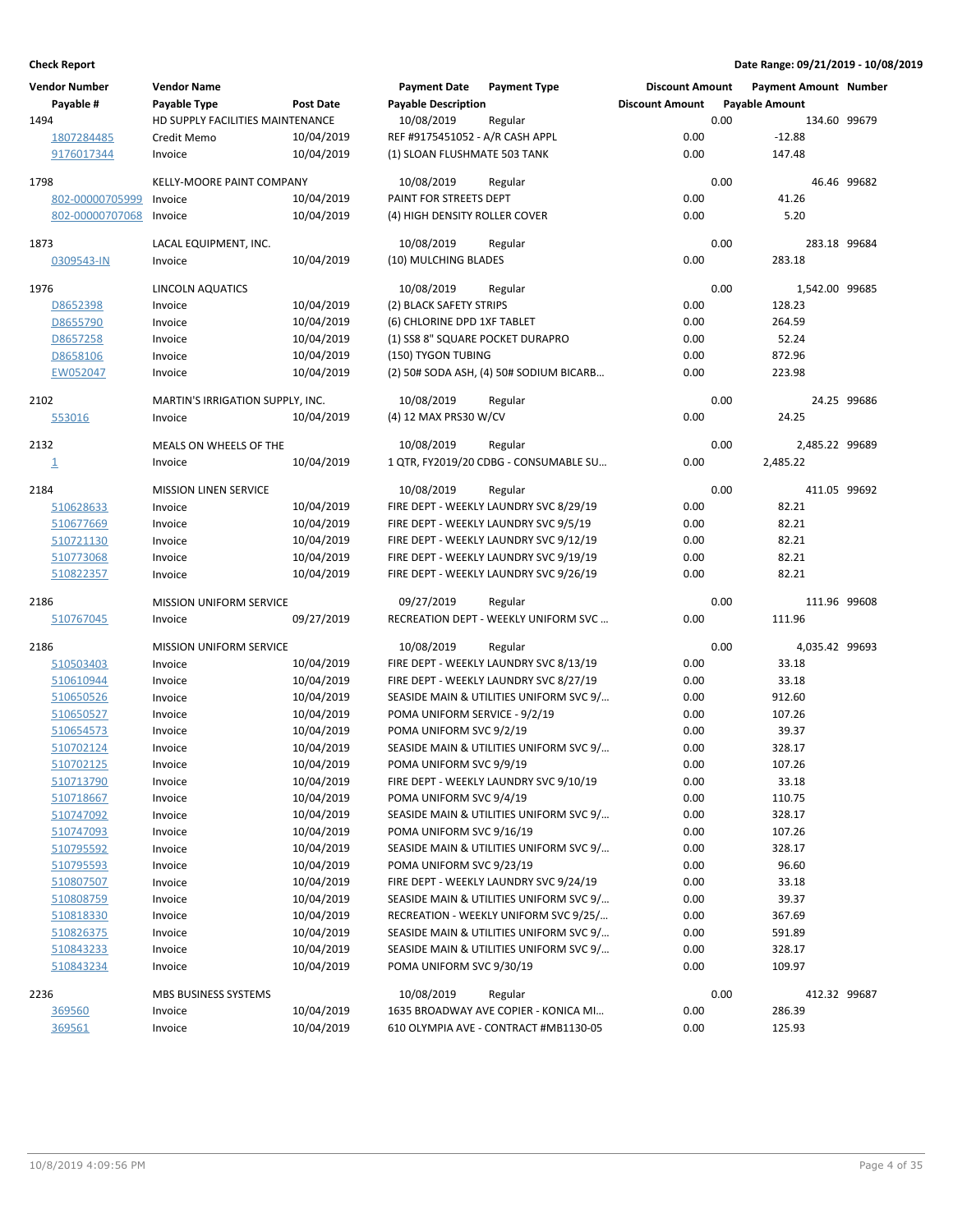**Check Report** — Date Range: 09/21/2019 - 10/08/2019

| Vendor Number | Vendor Name | | Payment Date | Payment Type | Discount Amount | Payment Amount | Number |
|---|---|---|---|---|---|---|---|
| Payable # | Payable Type | Post Date | Payable Description | | Discount Amount | Payable Amount | |
| 1494 | HD SUPPLY FACILITIES MAINTENANCE | | 10/08/2019 | Regular | 0.00 | 134.60 | 99679 |
| 1807284485 | Credit Memo | 10/04/2019 | REF #9175451052 - A/R CASH APPL | | 0.00 | -12.88 | |
| 9176017344 | Invoice | 10/04/2019 | (1) SLOAN FLUSHMATE 503 TANK | | 0.00 | 147.48 | |
| 1798 | KELLY-MOORE PAINT COMPANY | | 10/08/2019 | Regular | 0.00 | 46.46 | 99682 |
| 802-00000705999 | Invoice | 10/04/2019 | PAINT FOR STREETS DEPT | | 0.00 | 41.26 | |
| 802-00000707068 | Invoice | 10/04/2019 | (4) HIGH DENSITY ROLLER COVER | | 0.00 | 5.20 | |
| 1873 | LACAL EQUIPMENT, INC. | | 10/08/2019 | Regular | 0.00 | 283.18 | 99684 |
| 0309543-IN | Invoice | 10/04/2019 | (10) MULCHING BLADES | | 0.00 | 283.18 | |
| 1976 | LINCOLN AQUATICS | | 10/08/2019 | Regular | 0.00 | 1,542.00 | 99685 |
| D8652398 | Invoice | 10/04/2019 | (2) BLACK SAFETY STRIPS | | 0.00 | 128.23 | |
| D8655790 | Invoice | 10/04/2019 | (6) CHLORINE DPD 1XF TABLET | | 0.00 | 264.59 | |
| D8657258 | Invoice | 10/04/2019 | (1) SS8 8" SQUARE POCKET DURAPRO | | 0.00 | 52.24 | |
| D8658106 | Invoice | 10/04/2019 | (150) TYGON TUBING | | 0.00 | 872.96 | |
| EW052047 | Invoice | 10/04/2019 | (2) 50# SODA ASH, (4) 50# SODIUM BICARB… | | 0.00 | 223.98 | |
| 2102 | MARTIN'S IRRIGATION SUPPLY, INC. | | 10/08/2019 | Regular | 0.00 | 24.25 | 99686 |
| 553016 | Invoice | 10/04/2019 | (4) 12 MAX PRS30 W/CV | | 0.00 | 24.25 | |
| 2132 | MEALS ON WHEELS OF THE | | 10/08/2019 | Regular | 0.00 | 2,485.22 | 99689 |
| 1 | Invoice | 10/04/2019 | 1 QTR, FY2019/20 CDBG - CONSUMABLE SU… | | 0.00 | 2,485.22 | |
| 2184 | MISSION LINEN SERVICE | | 10/08/2019 | Regular | 0.00 | 411.05 | 99692 |
| 510628633 | Invoice | 10/04/2019 | FIRE DEPT - WEEKLY LAUNDRY SVC 8/29/19 | | 0.00 | 82.21 | |
| 510677669 | Invoice | 10/04/2019 | FIRE DEPT - WEEKLY LAUNDRY SVC 9/5/19 | | 0.00 | 82.21 | |
| 510721130 | Invoice | 10/04/2019 | FIRE DEPT - WEEKLY LAUNDRY SVC 9/12/19 | | 0.00 | 82.21 | |
| 510773068 | Invoice | 10/04/2019 | FIRE DEPT - WEEKLY LAUNDRY SVC 9/19/19 | | 0.00 | 82.21 | |
| 510822357 | Invoice | 10/04/2019 | FIRE DEPT - WEEKLY LAUNDRY SVC 9/26/19 | | 0.00 | 82.21 | |
| 2186 | MISSION UNIFORM SERVICE | | 09/27/2019 | Regular | 0.00 | 111.96 | 99608 |
| 510767045 | Invoice | 09/27/2019 | RECREATION DEPT - WEEKLY UNIFORM SVC … | | 0.00 | 111.96 | |
| 2186 | MISSION UNIFORM SERVICE | | 10/08/2019 | Regular | 0.00 | 4,035.42 | 99693 |
| 510503403 | Invoice | 10/04/2019 | FIRE DEPT - WEEKLY LAUNDRY SVC 8/13/19 | | 0.00 | 33.18 | |
| 510610944 | Invoice | 10/04/2019 | FIRE DEPT - WEEKLY LAUNDRY SVC 8/27/19 | | 0.00 | 33.18 | |
| 510650526 | Invoice | 10/04/2019 | SEASIDE MAIN & UTILITIES UNIFORM SVC 9/… | | 0.00 | 912.60 | |
| 510650527 | Invoice | 10/04/2019 | POMA UNIFORM SERVICE - 9/2/19 | | 0.00 | 107.26 | |
| 510654573 | Invoice | 10/04/2019 | POMA UNIFORM SVC 9/2/19 | | 0.00 | 39.37 | |
| 510702124 | Invoice | 10/04/2019 | SEASIDE MAIN & UTILITIES UNIFORM SVC 9/… | | 0.00 | 328.17 | |
| 510702125 | Invoice | 10/04/2019 | POMA UNIFORM SVC 9/9/19 | | 0.00 | 107.26 | |
| 510713790 | Invoice | 10/04/2019 | FIRE DEPT - WEEKLY LAUNDRY SVC 9/10/19 | | 0.00 | 33.18 | |
| 510718667 | Invoice | 10/04/2019 | POMA UNIFORM SVC 9/4/19 | | 0.00 | 110.75 | |
| 510747092 | Invoice | 10/04/2019 | SEASIDE MAIN & UTILITIES UNIFORM SVC 9/… | | 0.00 | 328.17 | |
| 510747093 | Invoice | 10/04/2019 | POMA UNIFORM SVC 9/16/19 | | 0.00 | 107.26 | |
| 510795592 | Invoice | 10/04/2019 | SEASIDE MAIN & UTILITIES UNIFORM SVC 9/… | | 0.00 | 328.17 | |
| 510795593 | Invoice | 10/04/2019 | POMA UNIFORM SVC 9/23/19 | | 0.00 | 96.60 | |
| 510807507 | Invoice | 10/04/2019 | FIRE DEPT - WEEKLY LAUNDRY SVC 9/24/19 | | 0.00 | 33.18 | |
| 510808759 | Invoice | 10/04/2019 | SEASIDE MAIN & UTILITIES UNIFORM SVC 9/… | | 0.00 | 39.37 | |
| 510818330 | Invoice | 10/04/2019 | RECREATION - WEEKLY UNIFORM SVC 9/25/… | | 0.00 | 367.69 | |
| 510826375 | Invoice | 10/04/2019 | SEASIDE MAIN & UTILITIES UNIFORM SVC 9/… | | 0.00 | 591.89 | |
| 510843233 | Invoice | 10/04/2019 | SEASIDE MAIN & UTILITIES UNIFORM SVC 9/… | | 0.00 | 328.17 | |
| 510843234 | Invoice | 10/04/2019 | POMA UNIFORM SVC 9/30/19 | | 0.00 | 109.97 | |
| 2236 | MBS BUSINESS SYSTEMS | | 10/08/2019 | Regular | 0.00 | 412.32 | 99687 |
| 369560 | Invoice | 10/04/2019 | 1635 BROADWAY AVE COPIER - KONICA MI… | | 0.00 | 286.39 | |
| 369561 | Invoice | 10/04/2019 | 610 OLYMPIA AVE - CONTRACT #MB1130-05 | | 0.00 | 125.93 | |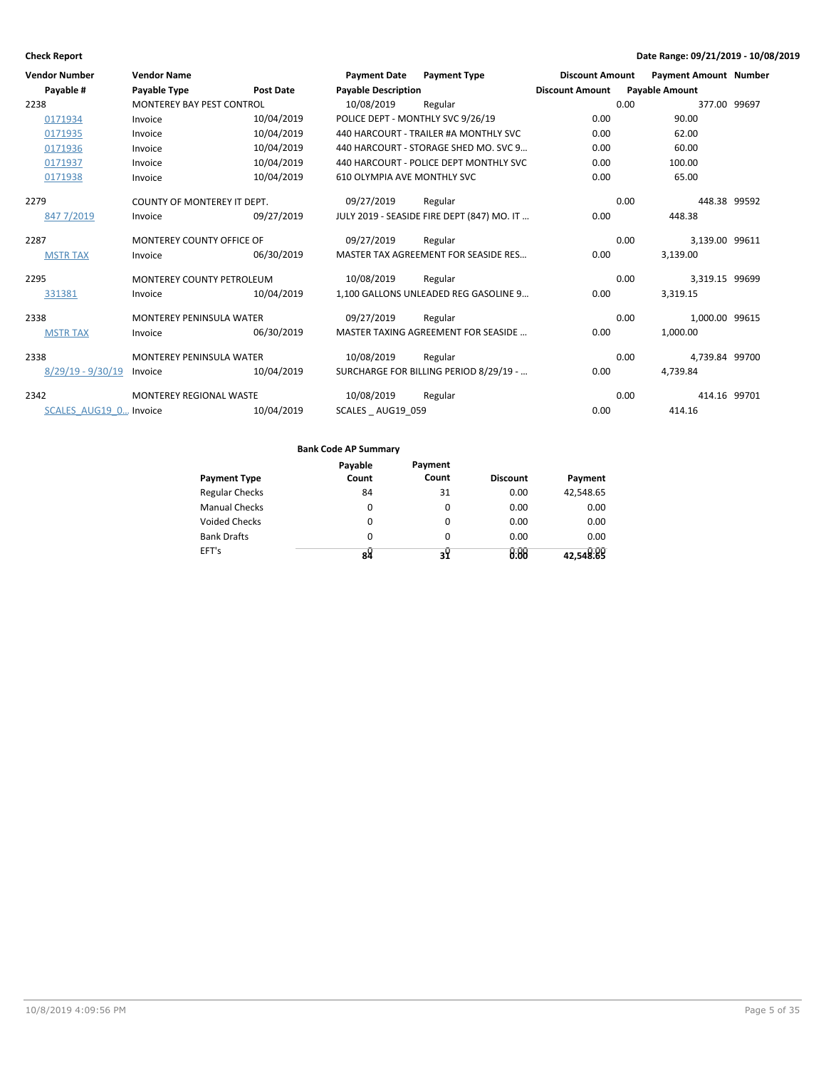**Check Report** **Date Range: 09/21/2019 - 10/08/2019**

| Vendor Number | Vendor Name | | Payment Date | Payment Type | Discount Amount | Payment Amount | Number |
|---|---|---|---|---|---|---|---|
| Payable # | Payable Type | Post Date | Payable Description | | Discount Amount | Payable Amount | |
| 2238 | MONTEREY BAY PEST CONTROL | | 10/08/2019 | Regular | 0.00 | 377.00 | 99697 |
| 0171934 | Invoice | 10/04/2019 | POLICE DEPT - MONTHLY SVC 9/26/19 | | 0.00 | 90.00 | |
| 0171935 | Invoice | 10/04/2019 | 440 HARCOURT - TRAILER #A MONTHLY SVC | | 0.00 | 62.00 | |
| 0171936 | Invoice | 10/04/2019 | 440 HARCOURT - STORAGE SHED MO. SVC 9… | | 0.00 | 60.00 | |
| 0171937 | Invoice | 10/04/2019 | 440 HARCOURT - POLICE DEPT MONTHLY SVC | | 0.00 | 100.00 | |
| 0171938 | Invoice | 10/04/2019 | 610 OLYMPIA AVE MONTHLY SVC | | 0.00 | 65.00 | |
| 2279 | COUNTY OF MONTEREY IT DEPT. | | 09/27/2019 | Regular | 0.00 | 448.38 | 99592 |
| 847 7/2019 | Invoice | 09/27/2019 | JULY 2019 - SEASIDE FIRE DEPT (847) MO. IT … | | 0.00 | 448.38 | |
| 2287 | MONTEREY COUNTY OFFICE OF | | 09/27/2019 | Regular | 0.00 | 3,139.00 | 99611 |
| MSTR TAX | Invoice | 06/30/2019 | MASTER TAX AGREEMENT FOR SEASIDE RES… | | 0.00 | 3,139.00 | |
| 2295 | MONTEREY COUNTY PETROLEUM | | 10/08/2019 | Regular | 0.00 | 3,319.15 | 99699 |
| 331381 | Invoice | 10/04/2019 | 1,100 GALLONS UNLEADED REG GASOLINE 9… | | 0.00 | 3,319.15 | |
| 2338 | MONTEREY PENINSULA WATER | | 09/27/2019 | Regular | 0.00 | 1,000.00 | 99615 |
| MSTR TAX | Invoice | 06/30/2019 | MASTER TAXING AGREEMENT FOR SEASIDE … | | 0.00 | 1,000.00 | |
| 2338 | MONTEREY PENINSULA WATER | | 10/08/2019 | Regular | 0.00 | 4,739.84 | 99700 |
| 8/29/19 - 9/30/19 | Invoice | 10/04/2019 | SURCHARGE FOR BILLING PERIOD 8/29/19 - … | | 0.00 | 4,739.84 | |
| 2342 | MONTEREY REGIONAL WASTE | | 10/08/2019 | Regular | 0.00 | 414.16 | 99701 |
| SCALES_AUG19_0… | Invoice | 10/04/2019 | SCALES _ AUG19_059 | | 0.00 | 414.16 | |

**Bank Code AP Summary**

| Payment Type | Payable Count | Payment Count | Discount | Payment |
|---|---|---|---|---|
| Regular Checks | 84 | 31 | 0.00 | 42,548.65 |
| Manual Checks | 0 | 0 | 0.00 | 0.00 |
| Voided Checks | 0 | 0 | 0.00 | 0.00 |
| Bank Drafts | 0 | 0 | 0.00 | 0.00 |
| EFT's | 0 | 0 | 0.00 | 0.00 |
| | **84** | **31** | **0.00** | **42,548.65** |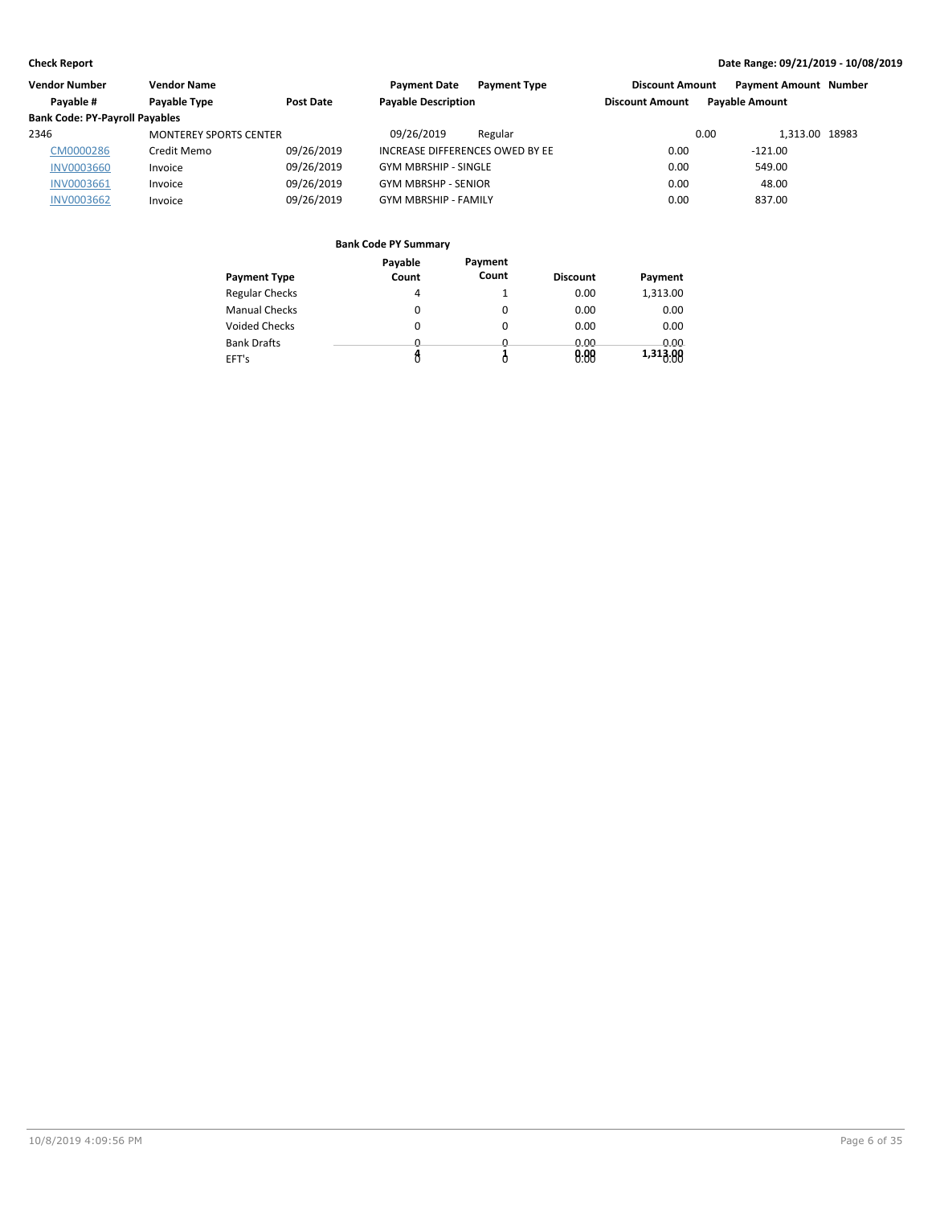**Check Report**

**Date Range: 09/21/2019 - 10/08/2019**

| Vendor Number | Vendor Name | | Payment Date | Payment Type | Discount Amount | Payment Amount | Number |
|---|---|---|---|---|---|---|---|
| Payable # | Payable Type | Post Date | Payable Description | | Discount Amount | Payable Amount | |
| **Bank Code: PY-Payroll Payables** | | | | | | | |
| 2346 | MONTEREY SPORTS CENTER | | 09/26/2019 | Regular | 0.00 | 1,313.00 | 18983 |
| CM0000286 | Credit Memo | 09/26/2019 | INCREASE DIFFERENCES OWED BY EE | | 0.00 | -121.00 | |
| INV0003660 | Invoice | 09/26/2019 | GYM MBRSHIP - SINGLE | | 0.00 | 549.00 | |
| INV0003661 | Invoice | 09/26/2019 | GYM MBRSHP - SENIOR | | 0.00 | 48.00 | |
| INV0003662 | Invoice | 09/26/2019 | GYM MBRSHIP - FAMILY | | 0.00 | 837.00 | |

**Bank Code PY Summary**

| Payment Type | Payable Count | Payment Count | Discount | Payment |
|---|---|---|---|---|
| Regular Checks | 4 | 1 | 0.00 | 1,313.00 |
| Manual Checks | 0 | 0 | 0.00 | 0.00 |
| Voided Checks | 0 | 0 | 0.00 | 0.00 |
| Bank Drafts | 0 | 0 | 0.00 | 0.00 |
| EFT's | 0 | 0 | 0.00 | 0.00 |
| | 4 | 1 | 0.00 | 1,313.00 |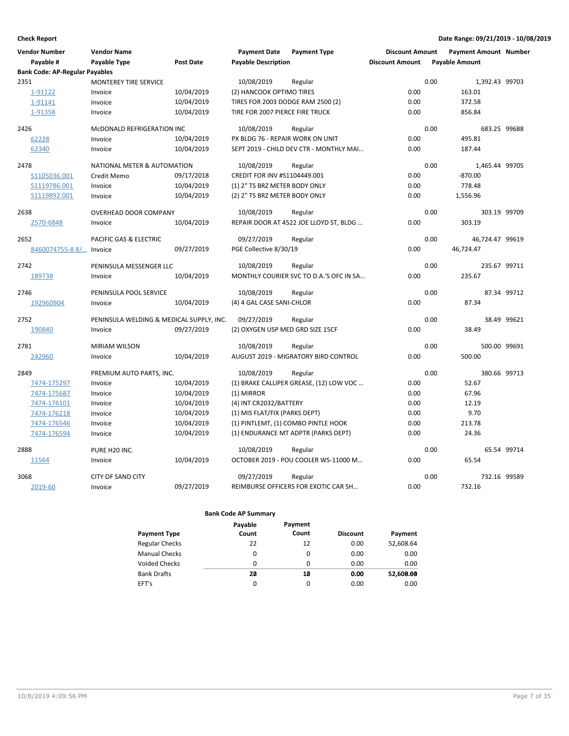**Check Report** — Date Range: 09/21/2019 - 10/08/2019

| Vendor Number / Payable # | Vendor Name / Payable Type | Post Date | Payment Date / Payable Description | Payment Type | Discount Amount | Payment Amount / Payable Amount | Number |
|---|---|---|---|---|---|---|---|
| **Bank Code: AP-Regular Payables** | | | | | | | |
| 2351 | MONTEREY TIRE SERVICE | | 10/08/2019 | Regular | 0.00 | 1,392.43 | 99703 |
| 1-91122 | Invoice | 10/04/2019 | (2) HANCOOK OPTIMO TIRES | | 0.00 | 163.01 | |
| 1-91141 | Invoice | 10/04/2019 | TIRES FOR 2003 DODGE RAM 2500 (2) | | 0.00 | 372.58 | |
| 1-91358 | Invoice | 10/04/2019 | TIRE FOR 2007 PIERCE FIRE TRUCK | | 0.00 | 856.84 | |
| 2426 | McDONALD REFRIGERATION INC | | 10/08/2019 | Regular | 0.00 | 683.25 | 99688 |
| 62228 | Invoice | 10/04/2019 | PX BLDG 76 - REPAIR WORK ON UNIT | | 0.00 | 495.81 | |
| 62340 | Invoice | 10/04/2019 | SEPT 2019 - CHILD DEV CTR - MONTHLY MAI... | | 0.00 | 187.44 | |
| 2478 | NATIONAL METER & AUTOMATION | | 10/08/2019 | Regular | 0.00 | 1,465.44 | 99705 |
| S1105036.001 | Credit Memo | 09/17/2018 | CREDIT FOR INV #S1104449.001 | | 0.00 | -870.00 | |
| S1119786.001 | Invoice | 10/04/2019 | (1) 2" TS BRZ METER BODY ONLY | | 0.00 | 778.48 | |
| S1119892.001 | Invoice | 10/04/2019 | (2) 2" TS BRZ METER BODY ONLY | | 0.00 | 1,556.96 | |
| 2638 | OVERHEAD DOOR COMPANY | | 10/08/2019 | Regular | 0.00 | 303.19 | 99709 |
| 2570-6848 | Invoice | 10/04/2019 | REPAIR DOOR AT 4522 JOE LLOYD ST, BLDG ... | | 0.00 | 303.19 | |
| 2652 | PACIFIC GAS & ELECTRIC | | 09/27/2019 | Regular | 0.00 | 46,724.47 | 99619 |
| 8460074755-8 8/... | Invoice | 09/27/2019 | PGE Collective 8/30/19 | | 0.00 | 46,724.47 | |
| 2742 | PENINSULA MESSENGER LLC | | 10/08/2019 | Regular | 0.00 | 235.67 | 99711 |
| 189738 | Invoice | 10/04/2019 | MONTHLY COURIER SVC TO D.A.'S OFC IN SA... | | 0.00 | 235.67 | |
| 2746 | PENINSULA POOL SERVICE | | 10/08/2019 | Regular | 0.00 | 87.34 | 99712 |
| 192960904 | Invoice | 10/04/2019 | (4) 4 GAL CASE SANI-CHLOR | | 0.00 | 87.34 | |
| 2752 | PENINSULA WELDING & MEDICAL SUPPLY, INC. | | 09/27/2019 | Regular | 0.00 | 38.49 | 99621 |
| 190840 | Invoice | 09/27/2019 | (2) OXYGEN USP MED GRD SIZE 15CF | | 0.00 | 38.49 | |
| 2781 | MIRIAM WILSON | | 10/08/2019 | Regular | 0.00 | 500.00 | 99691 |
| 242960 | Invoice | 10/04/2019 | AUGUST 2019 - MIGRATORY BIRD CONTROL | | 0.00 | 500.00 | |
| 2849 | PREMIUM AUTO PARTS, INC. | | 10/08/2019 | Regular | 0.00 | 380.66 | 99713 |
| 7474-175297 | Invoice | 10/04/2019 | (1) BRAKE CALLIPER GREASE, (12) LOW VOC ... | | 0.00 | 52.67 | |
| 7474-175687 | Invoice | 10/04/2019 | (1) MIRROR | | 0.00 | 67.96 | |
| 7474-176101 | Invoice | 10/04/2019 | (4) INT CR2032/BATTERY | | 0.00 | 12.19 | |
| 7474-176218 | Invoice | 10/04/2019 | (1) MIS FLAT/FIX (PARKS DEPT) | | 0.00 | 9.70 | |
| 7474-176546 | Invoice | 10/04/2019 | (1) PINTLEMT, (1) COMBO PINTLE HOOK | | 0.00 | 213.78 | |
| 7474-176594 | Invoice | 10/04/2019 | (1) ENDURANCE MT ADPTR (PARKS DEPT) | | 0.00 | 24.36 | |
| 2888 | PURE H20 INC. | | 10/08/2019 | Regular | 0.00 | 65.54 | 99714 |
| 11564 | Invoice | 10/04/2019 | OCTOBER 2019 - POU COOLER WS-11000 M... | | 0.00 | 65.54 | |
| 3068 | CITY OF SAND CITY | | 09/27/2019 | Regular | 0.00 | 732.16 | 99589 |
| 2019-60 | Invoice | 09/27/2019 | REIMBURSE OFFICERS FOR EXOTIC CAR SH... | | 0.00 | 732.16 | |

**Bank Code AP Summary**

| Payment Type | Payable Count | Payment Count | Discount | Payment |
|---|---|---|---|---|
| Regular Checks | 22 | 12 | 0.00 | 52,608.64 |
| Manual Checks | 0 | 0 | 0.00 | 0.00 |
| Voided Checks | 0 | 0 | 0.00 | 0.00 |
| Bank Drafts | 0 | 0 | 0.00 | 0.00 |
| EFT's | 0 | 0 | 0.00 | 0.00 |
| | **22** | **12** | **0.00** | **52,608.64** |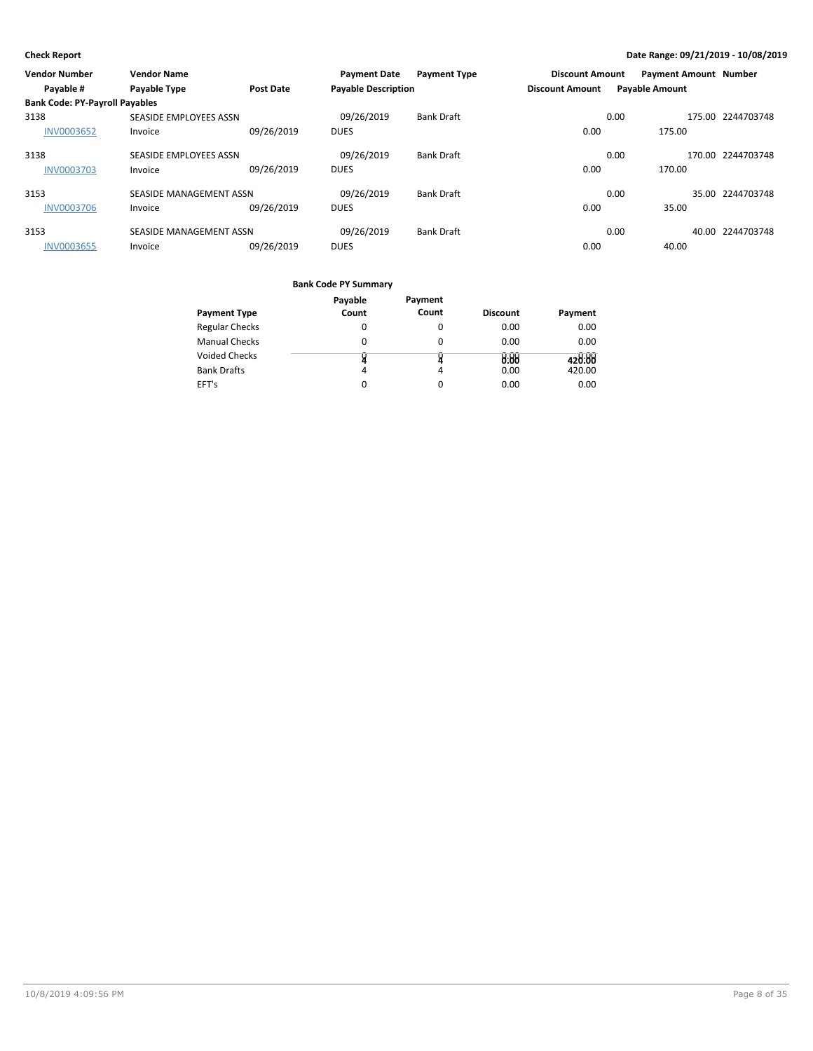**Check Report**

**Date Range: 09/21/2019 - 10/08/2019**

| Vendor Number | Vendor Name | | Payment Date | Payment Type | Discount Amount | Payment Amount | Number |
|---|---|---|---|---|---|---|---|
| Payable # | Payable Type | Post Date | Payable Description | | Discount Amount | Payable Amount | |
| **Bank Code: PY-Payroll Payables** | | | | | | | |
| 3138 | SEASIDE EMPLOYEES ASSN | | 09/26/2019 | Bank Draft | 0.00 | 175.00 | 2244703748 |
| INV0003652 | Invoice | 09/26/2019 | DUES | | 0.00 | 175.00 | |
| 3138 | SEASIDE EMPLOYEES ASSN | | 09/26/2019 | Bank Draft | 0.00 | 170.00 | 2244703748 |
| INV0003703 | Invoice | 09/26/2019 | DUES | | 0.00 | 170.00 | |
| 3153 | SEASIDE MANAGEMENT ASSN | | 09/26/2019 | Bank Draft | 0.00 | 35.00 | 2244703748 |
| INV0003706 | Invoice | 09/26/2019 | DUES | | 0.00 | 35.00 | |
| 3153 | SEASIDE MANAGEMENT ASSN | | 09/26/2019 | Bank Draft | 0.00 | 40.00 | 2244703748 |
| INV0003655 | Invoice | 09/26/2019 | DUES | | 0.00 | 40.00 | |

**Bank Code PY Summary**

| Payment Type | Payable Count | Payment Count | Discount | Payment |
|---|---|---|---|---|
| Regular Checks | 0 | 0 | 0.00 | 0.00 |
| Manual Checks | 0 | 0 | 0.00 | 0.00 |
| Voided Checks | 0 | 0 | 0.00 | 0.00 |
| Bank Drafts | 4 | 4 | 0.00 | 420.00 |
| EFT's | 0 | 0 | 0.00 | 0.00 |
| | **4** | **4** | **0.00** | **420.00** |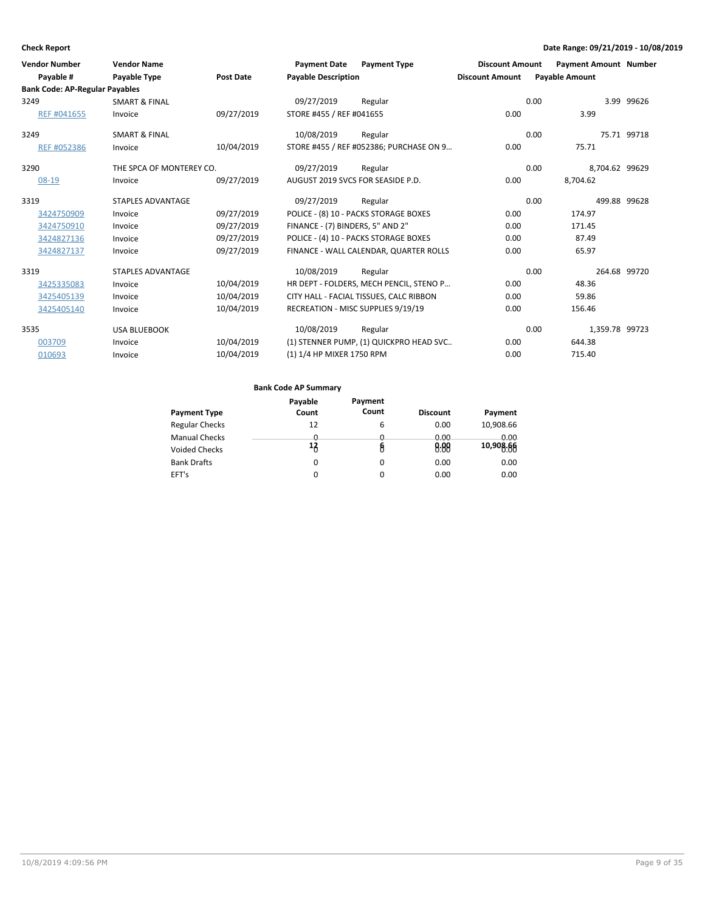**Check Report**

**Date Range: 09/21/2019 - 10/08/2019**

| Vendor Number | Vendor Name | | Payment Date | Payment Type | Discount Amount | Payment Amount | Number |
|---|---|---|---|---|---|---|---|
| Payable # | Payable Type | Post Date | Payable Description | | Discount Amount | Payable Amount | |
| **Bank Code: AP-Regular Payables** | | | | | | | |
| 3249 | SMART & FINAL | | 09/27/2019 | Regular | 0.00 | 3.99 | 99626 |
| REF #041655 | Invoice | 09/27/2019 | STORE #455 / REF #041655 | | 0.00 | 3.99 | |
| 3249 | SMART & FINAL | | 10/08/2019 | Regular | 0.00 | 75.71 | 99718 |
| REF #052386 | Invoice | 10/04/2019 | STORE #455 / REF #052386; PURCHASE ON 9... | | 0.00 | 75.71 | |
| 3290 | THE SPCA OF MONTEREY CO. | | 09/27/2019 | Regular | 0.00 | 8,704.62 | 99629 |
| 08-19 | Invoice | 09/27/2019 | AUGUST 2019 SVCS FOR SEASIDE P.D. | | 0.00 | 8,704.62 | |
| 3319 | STAPLES ADVANTAGE | | 09/27/2019 | Regular | 0.00 | 499.88 | 99628 |
| 3424750909 | Invoice | 09/27/2019 | POLICE - (8) 10 - PACKS STORAGE BOXES | | 0.00 | 174.97 | |
| 3424750910 | Invoice | 09/27/2019 | FINANCE - (7) BINDERS, 5" AND 2" | | 0.00 | 171.45 | |
| 3424827136 | Invoice | 09/27/2019 | POLICE - (4) 10 - PACKS STORAGE BOXES | | 0.00 | 87.49 | |
| 3424827137 | Invoice | 09/27/2019 | FINANCE - WALL CALENDAR, QUARTER ROLLS | | 0.00 | 65.97 | |
| 3319 | STAPLES ADVANTAGE | | 10/08/2019 | Regular | 0.00 | 264.68 | 99720 |
| 3425335083 | Invoice | 10/04/2019 | HR DEPT - FOLDERS, MECH PENCIL, STENO P... | | 0.00 | 48.36 | |
| 3425405139 | Invoice | 10/04/2019 | CITY HALL - FACIAL TISSUES, CALC RIBBON | | 0.00 | 59.86 | |
| 3425405140 | Invoice | 10/04/2019 | RECREATION - MISC SUPPLIES 9/19/19 | | 0.00 | 156.46 | |
| 3535 | USA BLUEBOOK | | 10/08/2019 | Regular | 0.00 | 1,359.78 | 99723 |
| 003709 | Invoice | 10/04/2019 | (1) STENNER PUMP, (1) QUICKPRO HEAD SVC.. | | 0.00 | 644.38 | |
| 010693 | Invoice | 10/04/2019 | (1) 1/4 HP MIXER 1750 RPM | | 0.00 | 715.40 | |

**Bank Code AP Summary**

| Payment Type | Payable Count | Payment Count | Discount | Payment |
|---|---|---|---|---|
| Regular Checks | 12 | 6 | 0.00 | 10,908.66 |
| Manual Checks | 0 | 0 | 0.00 | 0.00 |
| Voided Checks | 0 | 0 | 0.00 | 0.00 |
| Bank Drafts | 0 | 0 | 0.00 | 0.00 |
| EFT's | 0 | 0 | 0.00 | 0.00 |
| | 12 | 6 | 0.00 | 10,908.66 |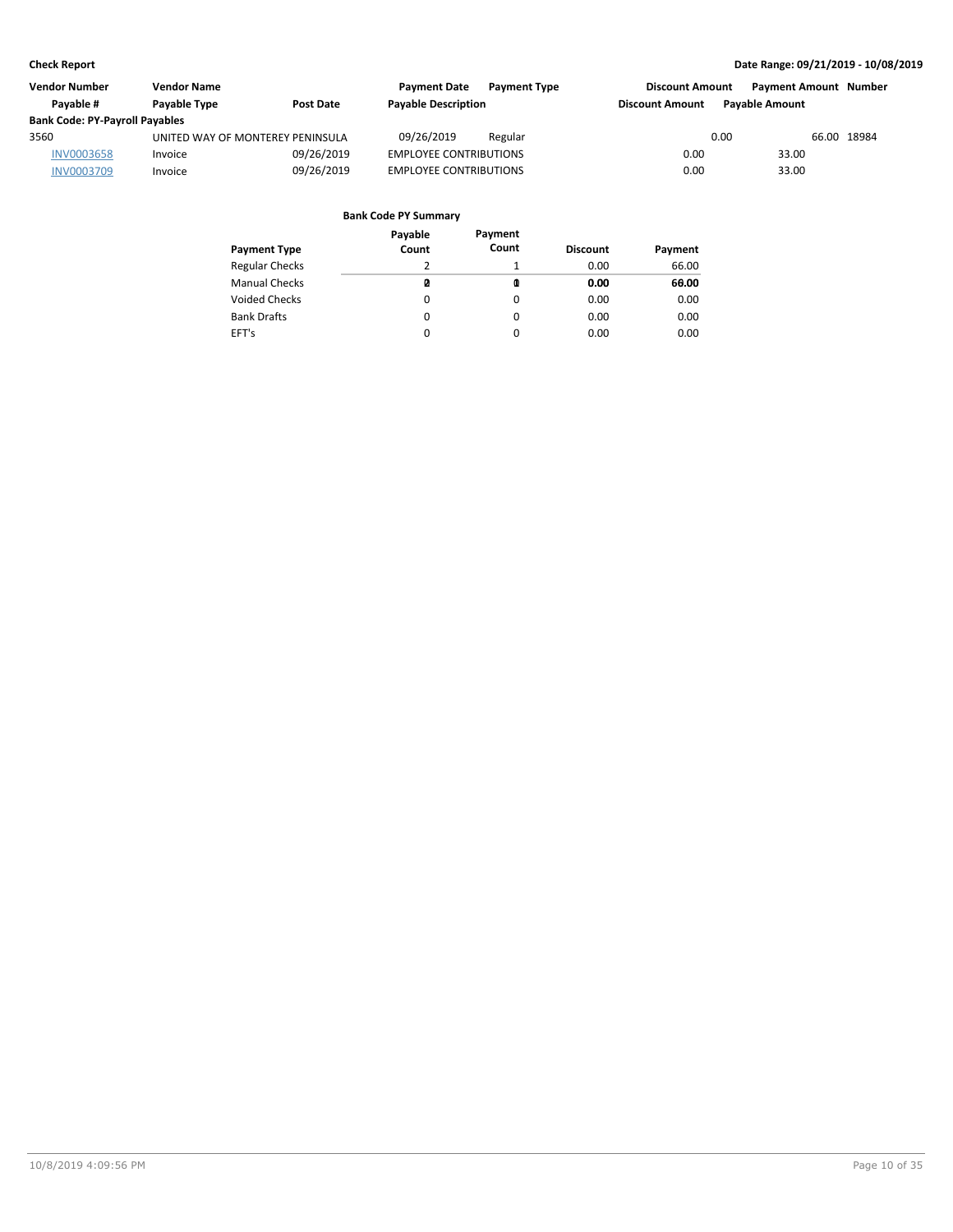| Vendor Number | Vendor Name | | Payment Date | Payment Type | Discount Amount | Payment Amount | Number |
|---|---|---|---|---|---|---|---|
| Payable # | Payable Type | Post Date | Payable Description | | Discount Amount | Payable Amount | |
| **Bank Code: PY-Payroll Payables** | | | | | | | |
| 3560 | UNITED WAY OF MONTEREY PENINSULA | | 09/26/2019 | Regular | 0.00 | 66.00 | 18984 |
| INV0003658 | Invoice | 09/26/2019 | EMPLOYEE CONTRIBUTIONS | | 0.00 | 33.00 | |
| INV0003709 | Invoice | 09/26/2019 | EMPLOYEE CONTRIBUTIONS | | 0.00 | 33.00 | |

**Bank Code PY Summary**

| Payment Type | Payable Count | Payment Count | Discount | Payment |
|---|---|---|---|---|
| Regular Checks | 2 | 1 | 0.00 | 66.00 |
| Manual Checks | 0 | 0 | 0.00 | 0.00 |
| Voided Checks | 0 | 0 | 0.00 | 0.00 |
| Bank Drafts | 0 | 0 | 0.00 | 0.00 |
| EFT's | 0 | 0 | 0.00 | 0.00 |
| | **2** | **1** | **0.00** | **66.00** |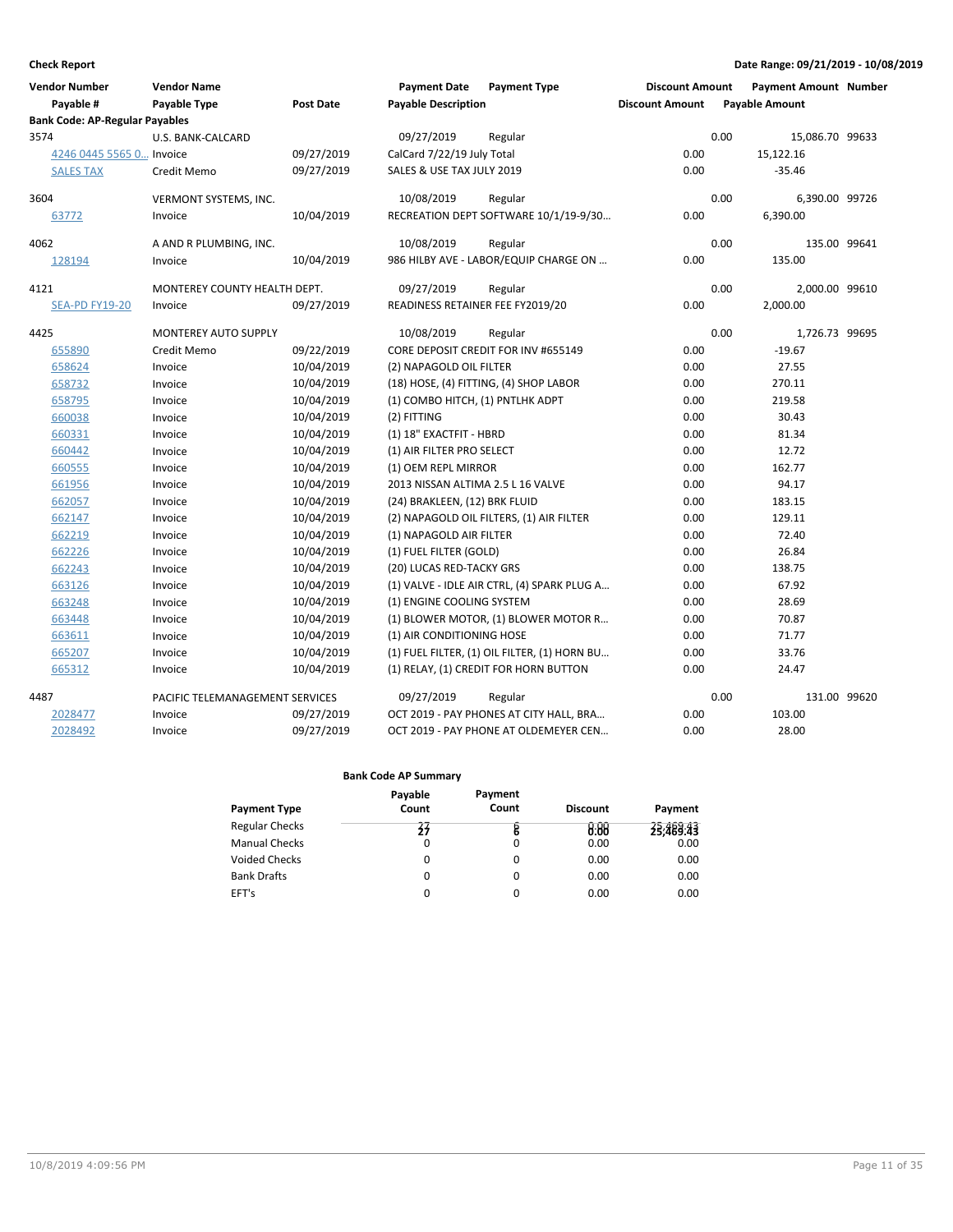**Check Report**

**Date Range: 09/21/2019 - 10/08/2019**

| Vendor Number | Vendor Name | | Payment Date | Payment Type | Discount Amount | Payment Amount | Number |
|---|---|---|---|---|---|---|---|
| Payable # | Payable Type | Post Date | Payable Description | | Discount Amount | Payable Amount | |
| **Bank Code: AP-Regular Payables** | | | | | | | |
| 3574 | U.S. BANK-CALCARD | | 09/27/2019 | Regular | 0.00 | 15,086.70 | 99633 |
| 4246 0445 5565 0... | Invoice | 09/27/2019 | CalCard 7/22/19 July Total | | 0.00 | 15,122.16 | |
| SALES TAX | Credit Memo | 09/27/2019 | SALES & USE TAX JULY 2019 | | 0.00 | -35.46 | |
| 3604 | VERMONT SYSTEMS, INC. | | 10/08/2019 | Regular | 0.00 | 6,390.00 | 99726 |
| 63772 | Invoice | 10/04/2019 | RECREATION DEPT SOFTWARE 10/1/19-9/30... | | 0.00 | 6,390.00 | |
| 4062 | A AND R PLUMBING, INC. | | 10/08/2019 | Regular | 0.00 | 135.00 | 99641 |
| 128194 | Invoice | 10/04/2019 | 986 HILBY AVE - LABOR/EQUIP CHARGE ON ... | | 0.00 | 135.00 | |
| 4121 | MONTEREY COUNTY HEALTH DEPT. | | 09/27/2019 | Regular | 0.00 | 2,000.00 | 99610 |
| SEA-PD FY19-20 | Invoice | 09/27/2019 | READINESS RETAINER FEE FY2019/20 | | 0.00 | 2,000.00 | |
| 4425 | MONTEREY AUTO SUPPLY | | 10/08/2019 | Regular | 0.00 | 1,726.73 | 99695 |
| 655890 | Credit Memo | 09/22/2019 | CORE DEPOSIT CREDIT FOR INV #655149 | | 0.00 | -19.67 | |
| 658624 | Invoice | 10/04/2019 | (2) NAPAGOLD OIL FILTER | | 0.00 | 27.55 | |
| 658732 | Invoice | 10/04/2019 | (18) HOSE, (4) FITTING, (4) SHOP LABOR | | 0.00 | 270.11 | |
| 658795 | Invoice | 10/04/2019 | (1) COMBO HITCH, (1) PNTLHK ADPT | | 0.00 | 219.58 | |
| 660038 | Invoice | 10/04/2019 | (2) FITTING | | 0.00 | 30.43 | |
| 660331 | Invoice | 10/04/2019 | (1) 18" EXACTFIT - HBRD | | 0.00 | 81.34 | |
| 660442 | Invoice | 10/04/2019 | (1) AIR FILTER PRO SELECT | | 0.00 | 12.72 | |
| 660555 | Invoice | 10/04/2019 | (1) OEM REPL MIRROR | | 0.00 | 162.77 | |
| 661956 | Invoice | 10/04/2019 | 2013 NISSAN ALTIMA 2.5 L 16 VALVE | | 0.00 | 94.17 | |
| 662057 | Invoice | 10/04/2019 | (24) BRAKLEEN, (12) BRK FLUID | | 0.00 | 183.15 | |
| 662147 | Invoice | 10/04/2019 | (2) NAPAGOLD OIL FILTERS, (1) AIR FILTER | | 0.00 | 129.11 | |
| 662219 | Invoice | 10/04/2019 | (1) NAPAGOLD AIR FILTER | | 0.00 | 72.40 | |
| 662226 | Invoice | 10/04/2019 | (1) FUEL FILTER (GOLD) | | 0.00 | 26.84 | |
| 662243 | Invoice | 10/04/2019 | (20) LUCAS RED-TACKY GRS | | 0.00 | 138.75 | |
| 663126 | Invoice | 10/04/2019 | (1) VALVE - IDLE AIR CTRL, (4) SPARK PLUG A... | | 0.00 | 67.92 | |
| 663248 | Invoice | 10/04/2019 | (1) ENGINE COOLING SYSTEM | | 0.00 | 28.69 | |
| 663448 | Invoice | 10/04/2019 | (1) BLOWER MOTOR, (1) BLOWER MOTOR R... | | 0.00 | 70.87 | |
| 663611 | Invoice | 10/04/2019 | (1) AIR CONDITIONING HOSE | | 0.00 | 71.77 | |
| 665207 | Invoice | 10/04/2019 | (1) FUEL FILTER, (1) OIL FILTER, (1) HORN BU... | | 0.00 | 33.76 | |
| 665312 | Invoice | 10/04/2019 | (1) RELAY, (1) CREDIT FOR HORN BUTTON | | 0.00 | 24.47 | |
| 4487 | PACIFIC TELEMANAGEMENT SERVICES | | 09/27/2019 | Regular | 0.00 | 131.00 | 99620 |
| 2028477 | Invoice | 09/27/2019 | OCT 2019 - PAY PHONES AT CITY HALL, BRA... | | 0.00 | 103.00 | |
| 2028492 | Invoice | 09/27/2019 | OCT 2019 - PAY PHONE AT OLDEMEYER CEN... | | 0.00 | 28.00 | |

**Bank Code AP Summary**

| Payment Type | Payable Count | Payment Count | Discount | Payment |
|---|---|---|---|---|
| Regular Checks | 27 | 6 | 0.00 | 25,469.43 |
| Manual Checks | 0 | 0 | 0.00 | 0.00 |
| Voided Checks | 0 | 0 | 0.00 | 0.00 |
| Bank Drafts | 0 | 0 | 0.00 | 0.00 |
| EFT's | 0 | 0 | 0.00 | 0.00 |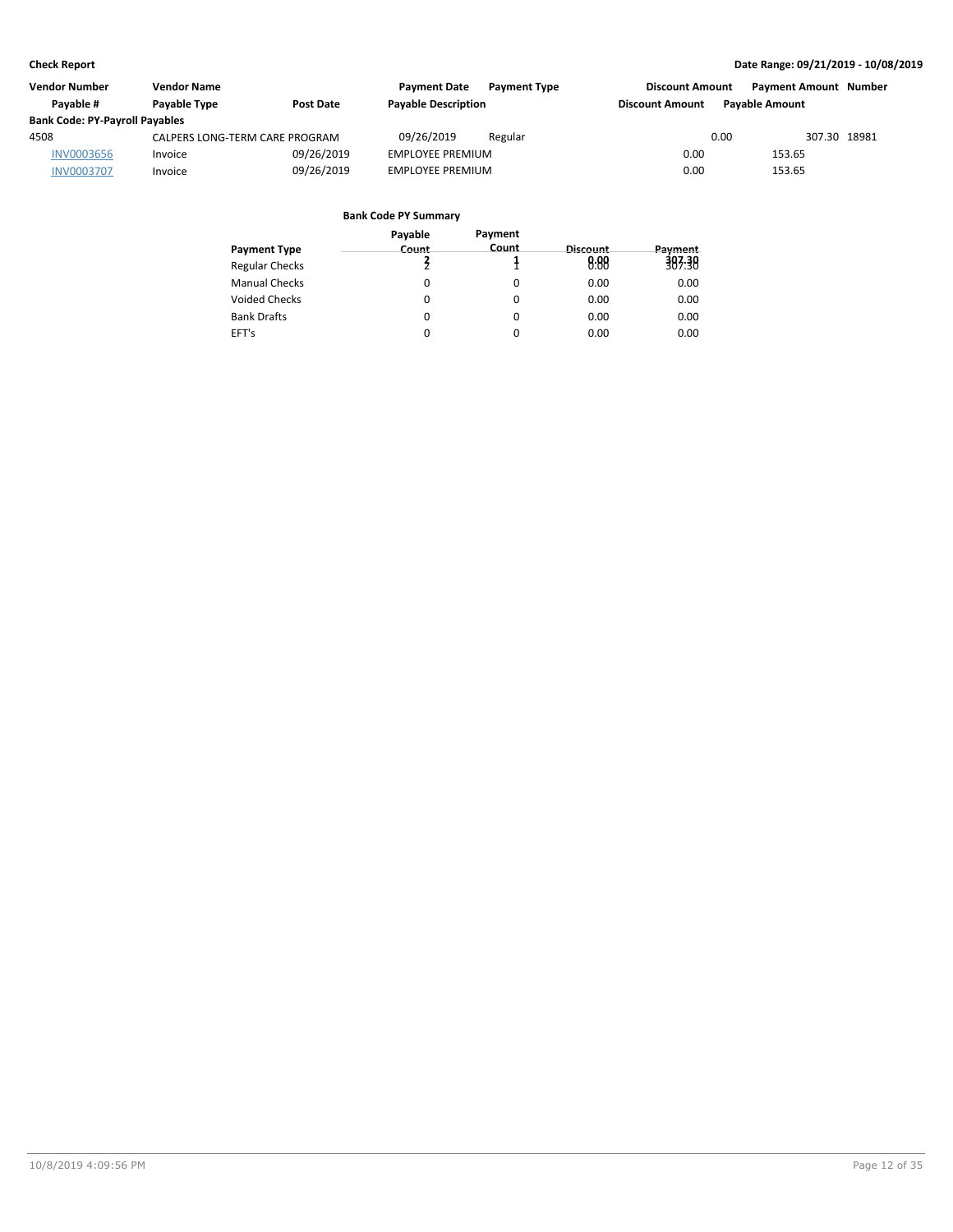**Check Report** **Date Range: 09/21/2019 - 10/08/2019**

| Vendor Number | Vendor Name | | Payment Date | Payment Type | Discount Amount | Payment Amount | Number |
|---|---|---|---|---|---|---|---|
| Payable # | Payable Type | Post Date | Payable Description | | Discount Amount | Payable Amount | |
| **Bank Code: PY-Payroll Payables** | | | | | | | |
| 4508 | CALPERS LONG-TERM CARE PROGRAM | | 09/26/2019 | Regular | 0.00 | 307.30 | 18981 |
| INV0003656 | Invoice | 09/26/2019 | EMPLOYEE PREMIUM | | 0.00 | 153.65 | |
| INV0003707 | Invoice | 09/26/2019 | EMPLOYEE PREMIUM | | 0.00 | 153.65 | |

**Bank Code PY Summary**

| Payment Type | Payable Count | Payment Count | Discount | Payment |
|---|---|---|---|---|
| Regular Checks | 2 | 1 | 0.00 | 307.30 |
| Manual Checks | 0 | 0 | 0.00 | 0.00 |
| Voided Checks | 0 | 0 | 0.00 | 0.00 |
| Bank Drafts | 0 | 0 | 0.00 | 0.00 |
| EFT's | 0 | 0 | 0.00 | 0.00 |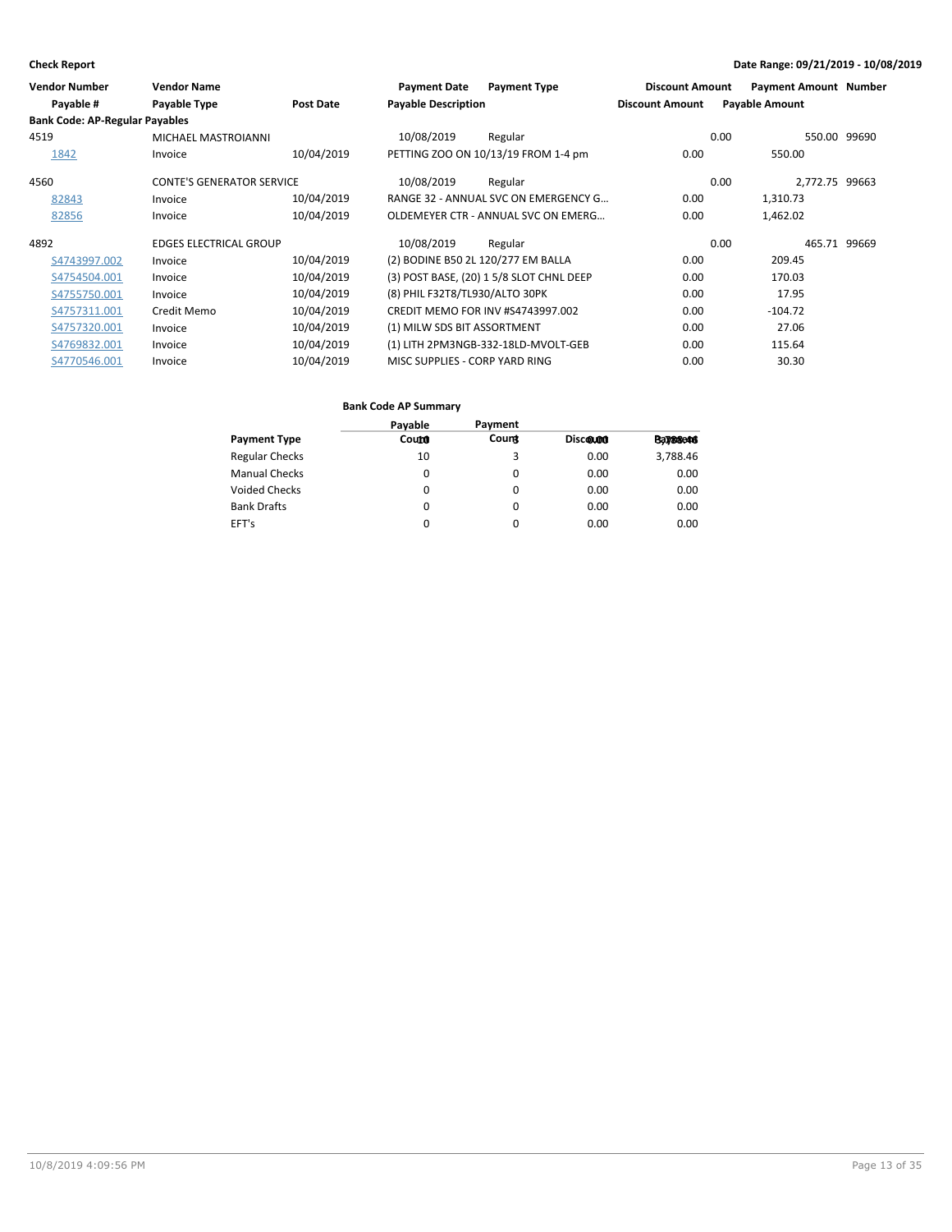**Check Report**

**Date Range: 09/21/2019 - 10/08/2019**

| Vendor Number | Vendor Name | | Payment Date | Payment Type | Discount Amount | Payment Amount | Number |
|---|---|---|---|---|---|---|---|
| Payable # | Payable Type | Post Date | Payable Description | | Discount Amount | Payable Amount | |
| **Bank Code: AP-Regular Payables** | | | | | | | |
| 4519 | MICHAEL MASTROIANNI | | 10/08/2019 | Regular | 0.00 | 550.00 | 99690 |
| 1842 | Invoice | 10/04/2019 | PETTING ZOO ON 10/13/19 FROM 1-4 pm | | 0.00 | 550.00 | |
| 4560 | CONTE'S GENERATOR SERVICE | | 10/08/2019 | Regular | 0.00 | 2,772.75 | 99663 |
| 82843 | Invoice | 10/04/2019 | RANGE 32 - ANNUAL SVC ON EMERGENCY G… | | 0.00 | 1,310.73 | |
| 82856 | Invoice | 10/04/2019 | OLDEMEYER CTR - ANNUAL SVC ON EMERG… | | 0.00 | 1,462.02 | |
| 4892 | EDGES ELECTRICAL GROUP | | 10/08/2019 | Regular | 0.00 | 465.71 | 99669 |
| S4743997.002 | Invoice | 10/04/2019 | (2) BODINE B50 2L 120/277 EM BALLA | | 0.00 | 209.45 | |
| S4754504.001 | Invoice | 10/04/2019 | (3) POST BASE, (20) 1 5/8 SLOT CHNL DEEP | | 0.00 | 170.03 | |
| S4755750.001 | Invoice | 10/04/2019 | (8) PHIL F32T8/TL930/ALTO 30PK | | 0.00 | 17.95 | |
| S4757311.001 | Credit Memo | 10/04/2019 | CREDIT MEMO FOR INV #S4743997.002 | | 0.00 | -104.72 | |
| S4757320.001 | Invoice | 10/04/2019 | (1) MILW SDS BIT ASSORTMENT | | 0.00 | 27.06 | |
| S4769832.001 | Invoice | 10/04/2019 | (1) LITH 2PM3NGB-332-18LD-MVOLT-GEB | | 0.00 | 115.64 | |
| S4770546.001 | Invoice | 10/04/2019 | MISC SUPPLIES - CORP YARD RING | | 0.00 | 30.30 | |

**Bank Code AP Summary**

| Payment Type | Payable Count | Payment Count | Discount | Payment |
|---|---|---|---|---|
| Regular Checks | 10 | 3 | 0.00 | 3,788.46 |
| Manual Checks | 0 | 0 | 0.00 | 0.00 |
| Voided Checks | 0 | 0 | 0.00 | 0.00 |
| Bank Drafts | 0 | 0 | 0.00 | 0.00 |
| EFT's | 0 | 0 | 0.00 | 0.00 |
| | 10 | 3 | 0.00 | 3,788.46 |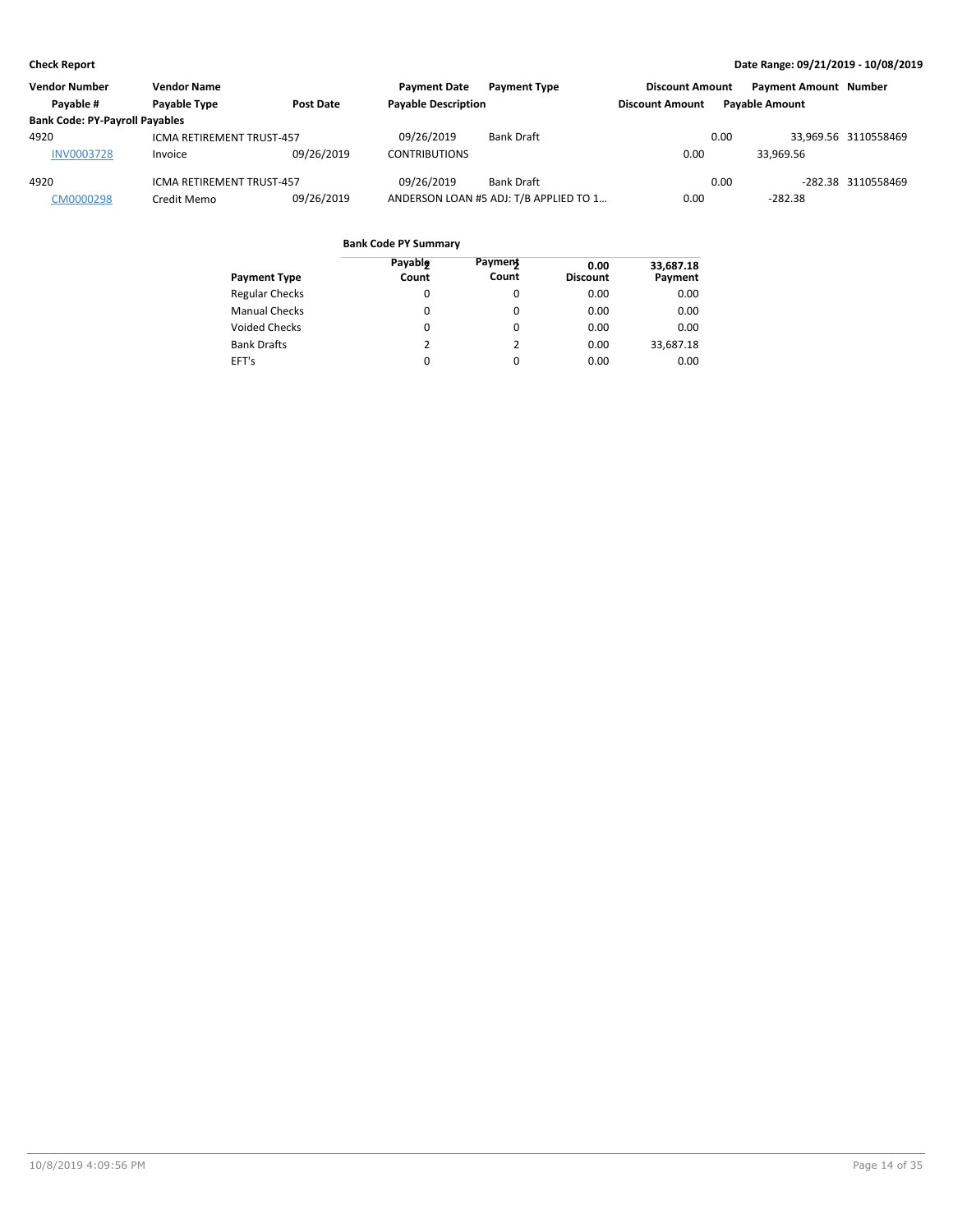| Vendor Number | Vendor Name | | Payment Date | Payment Type | Discount Amount | Payment Amount | Number |
|---|---|---|---|---|---|---|---|
| Payable # | Payable Type | Post Date | Payable Description | | Discount Amount | Payable Amount | |
| **Bank Code: PY-Payroll Payables** | | | | | | | |
| 4920 | ICMA RETIREMENT TRUST-457 | | 09/26/2019 | Bank Draft | 0.00 | 33,969.56 | 3110558469 |
| INV0003728 | Invoice | 09/26/2019 | CONTRIBUTIONS | | 0.00 | 33,969.56 | |
| 4920 | ICMA RETIREMENT TRUST-457 | | 09/26/2019 | Bank Draft | 0.00 | -282.38 | 3110558469 |
| CM0000298 | Credit Memo | 09/26/2019 | ANDERSON LOAN #5 ADJ: T/B APPLIED TO 1… | | 0.00 | -282.38 | |

**Bank Code PY Summary**

| Payment Type | Payable Count | Payment Count | Discount | Payment |
|---|---|---|---|---|
| Regular Checks | 0 | 0 | 0.00 | 0.00 |
| Manual Checks | 0 | 0 | 0.00 | 0.00 |
| Voided Checks | 0 | 0 | 0.00 | 0.00 |
| Bank Drafts | 2 | 2 | 0.00 | 33,687.18 |
| EFT's | 0 | 0 | 0.00 | 0.00 |
| | 2 | 2 | 0.00 | 33,687.18 |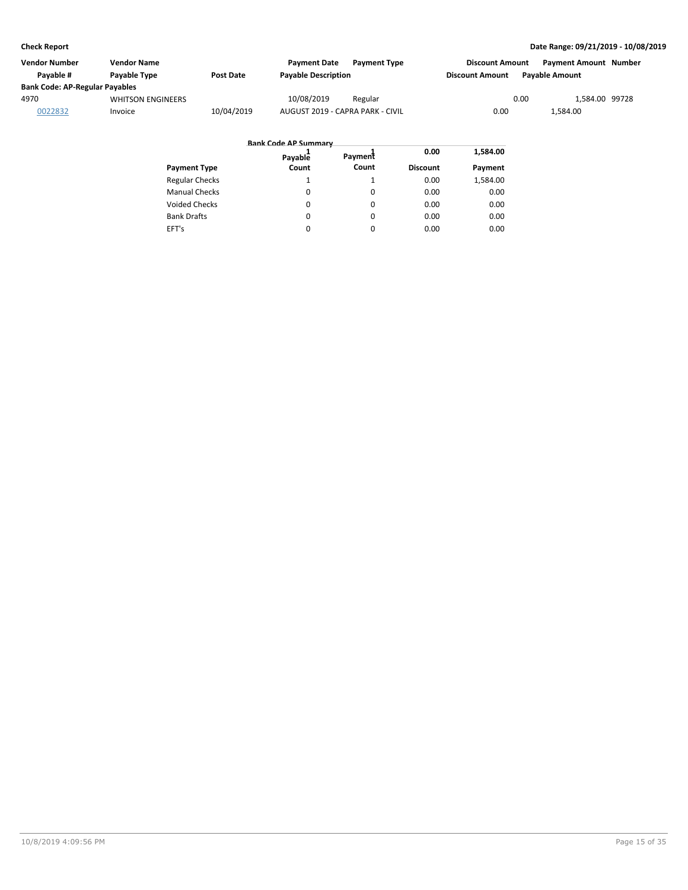**Check Report** — Date Range: 09/21/2019 - 10/08/2019

| Vendor Number | Vendor Name | | Payment Date | Payment Type | Discount Amount | Payment Amount | Number |
|---|---|---|---|---|---|---|---|
| Payable # | Payable Type | Post Date | Payable Description | | Discount Amount | Payable Amount | |
| **Bank Code: AP-Regular Payables** | | | | | | | |
| 4970 | WHITSON ENGINEERS | | 10/08/2019 | Regular | 0.00 | 1,584.00 | 99728 |
| 0022832 | Invoice | 10/04/2019 | AUGUST 2019 - CAPRA PARK - CIVIL | | 0.00 | 1,584.00 | |

**Bank Code AP Summary**

| Payment Type | Payable Count | Payment Count | Discount | Payment |
|---|---|---|---|---|
| Regular Checks | 1 | 1 | 0.00 | 1,584.00 |
| Manual Checks | 0 | 0 | 0.00 | 0.00 |
| Voided Checks | 0 | 0 | 0.00 | 0.00 |
| Bank Drafts | 0 | 0 | 0.00 | 0.00 |
| EFT's | 0 | 0 | 0.00 | 0.00 |
| | 1 | 1 | 0.00 | 1,584.00 |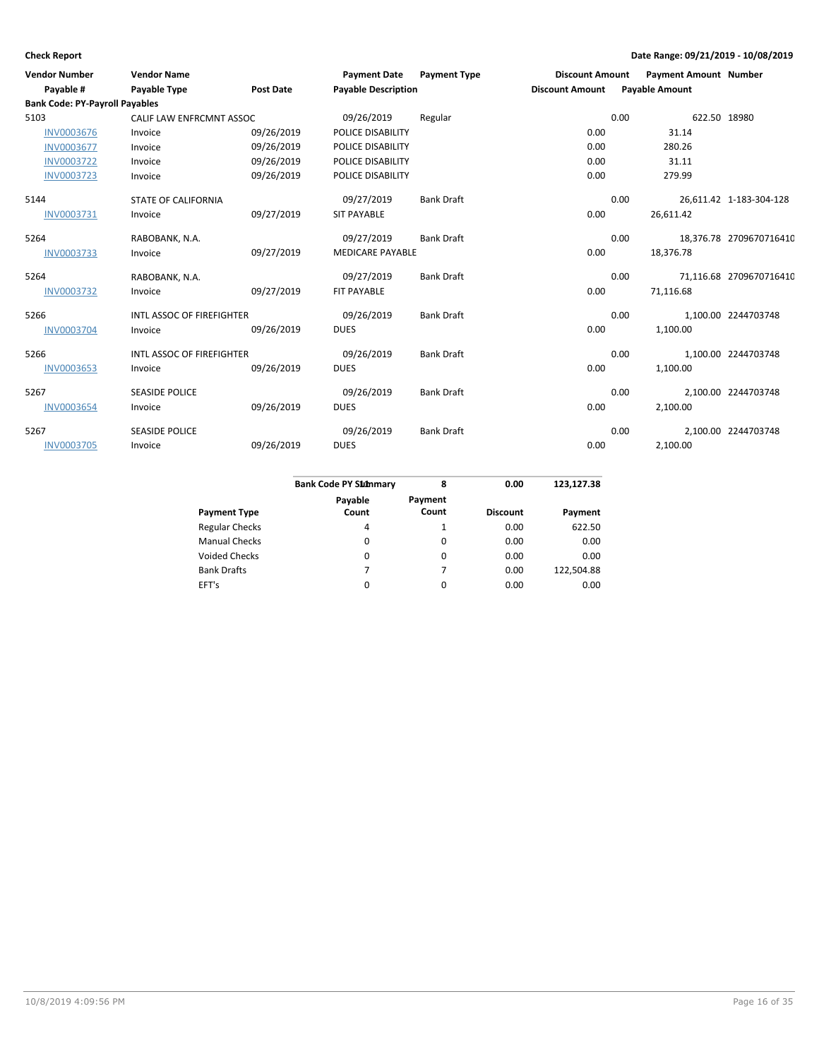**Check Report** **Date Range: 09/21/2019 - 10/08/2019**

| Vendor Number / Payable # | Vendor Name / Payable Type | Post Date | Payment Date / Payable Description | Payment Type | Discount Amount | Discount Amount | Payment Amount / Payable Amount | Number |
|---|---|---|---|---|---|---|---|---|
| **Bank Code: PY-Payroll Payables** | | | | | | | | |
| 5103 | CALIF LAW ENFRCMNT ASSOC | | 09/26/2019 | Regular | | 0.00 | 622.50 | 18980 |
| INV0003676 | Invoice | 09/26/2019 | POLICE DISABILITY | | 0.00 | | 31.14 | |
| INV0003677 | Invoice | 09/26/2019 | POLICE DISABILITY | | 0.00 | | 280.26 | |
| INV0003722 | Invoice | 09/26/2019 | POLICE DISABILITY | | 0.00 | | 31.11 | |
| INV0003723 | Invoice | 09/26/2019 | POLICE DISABILITY | | 0.00 | | 279.99 | |
| 5144 | STATE OF CALIFORNIA | | 09/27/2019 | Bank Draft | | 0.00 | 26,611.42 | 1-183-304-128 |
| INV0003731 | Invoice | 09/27/2019 | SIT PAYABLE | | 0.00 | | 26,611.42 | |
| 5264 | RABOBANK, N.A. | | 09/27/2019 | Bank Draft | | 0.00 | 18,376.78 | 2709670716410 |
| INV0003733 | Invoice | 09/27/2019 | MEDICARE PAYABLE | | 0.00 | | 18,376.78 | |
| 5264 | RABOBANK, N.A. | | 09/27/2019 | Bank Draft | | 0.00 | 71,116.68 | 2709670716410 |
| INV0003732 | Invoice | 09/27/2019 | FIT PAYABLE | | 0.00 | | 71,116.68 | |
| 5266 | INTL ASSOC OF FIREFIGHTER | | 09/26/2019 | Bank Draft | | 0.00 | 1,100.00 | 2244703748 |
| INV0003704 | Invoice | 09/26/2019 | DUES | | 0.00 | | 1,100.00 | |
| 5266 | INTL ASSOC OF FIREFIGHTER | | 09/26/2019 | Bank Draft | | 0.00 | 1,100.00 | 2244703748 |
| INV0003653 | Invoice | 09/26/2019 | DUES | | 0.00 | | 1,100.00 | |
| 5267 | SEASIDE POLICE | | 09/26/2019 | Bank Draft | | 0.00 | 2,100.00 | 2244703748 |
| INV0003654 | Invoice | 09/26/2019 | DUES | | 0.00 | | 2,100.00 | |
| 5267 | SEASIDE POLICE | | 09/26/2019 | Bank Draft | | 0.00 | 2,100.00 | 2244703748 |
| INV0003705 | Invoice | 09/26/2019 | DUES | | 0.00 | | 2,100.00 | |

| Bank Code PY Summary | 11 | 8 | 0.00 | 123,127.38 |
|---|---|---|---|---|
| **Payment Type** | **Payable Count** | **Payment Count** | **Discount** | **Payment** |
| Regular Checks | 4 | 1 | 0.00 | 622.50 |
| Manual Checks | 0 | 0 | 0.00 | 0.00 |
| Voided Checks | 0 | 0 | 0.00 | 0.00 |
| Bank Drafts | 7 | 7 | 0.00 | 122,504.88 |
| EFT's | 0 | 0 | 0.00 | 0.00 |

10/8/2019 4:09:56 PM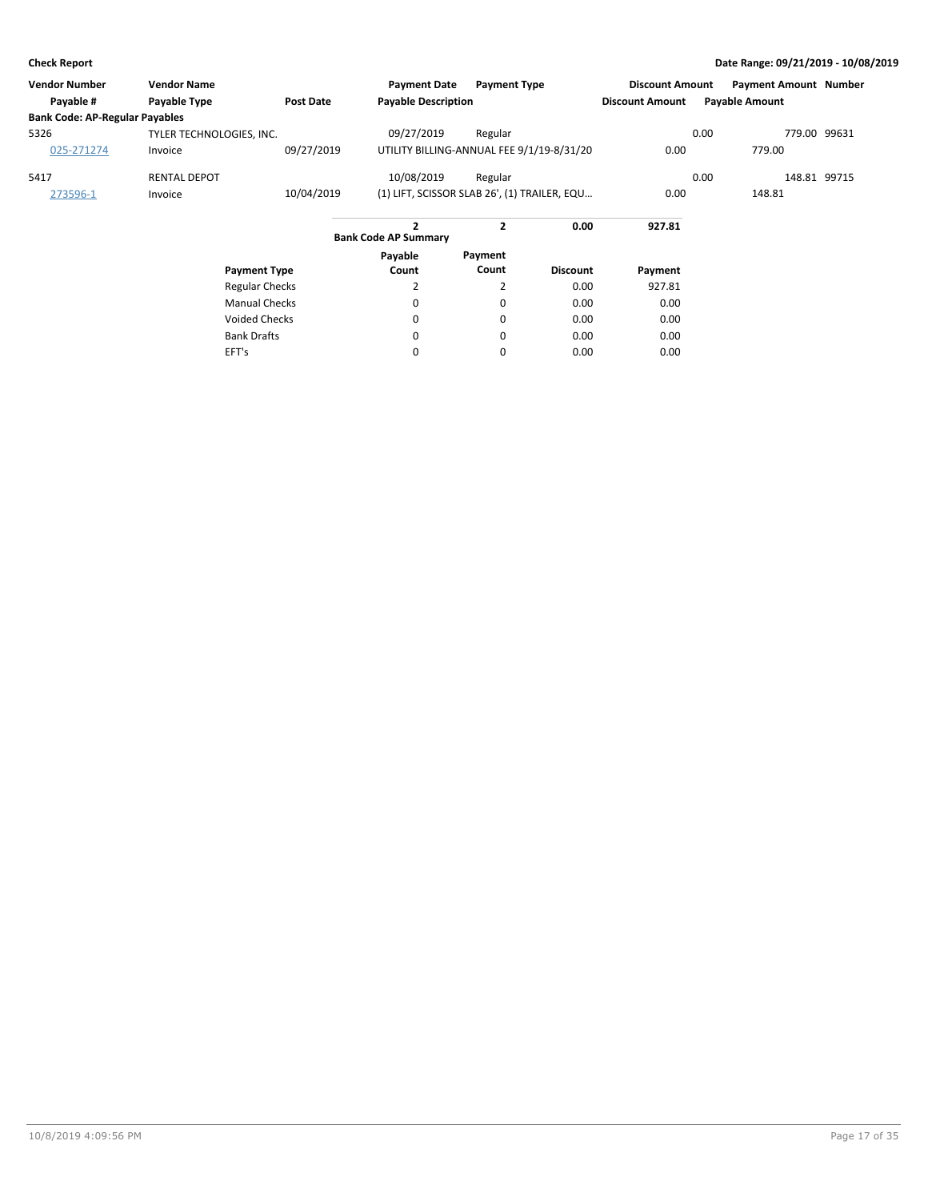| Vendor Number | Vendor Name | | Payment Date | Payment Type | Discount Amount | Payment Amount | Number |
|---|---|---|---|---|---|---|---|
| Payable # | Payable Type | Post Date | Payable Description | | Discount Amount | Payable Amount | |
| **Bank Code: AP-Regular Payables** | | | | | | | |
| 5326 | TYLER TECHNOLOGIES, INC. | | 09/27/2019 | Regular | 0.00 | 779.00 | 99631 |
| 025-271274 | Invoice | 09/27/2019 | UTILITY BILLING-ANNUAL FEE 9/1/19-8/31/20 | | 0.00 | 779.00 | |
| 5417 | RENTAL DEPOT | | 10/08/2019 | Regular | 0.00 | 148.81 | 99715 |
| 273596-1 | Invoice | 10/04/2019 | (1) LIFT, SCISSOR SLAB 26', (1) TRAILER, EQU... | | 0.00 | 148.81 | |

**Bank Code AP Summary**

| Payment Type | Payable Count | Payment Count | Discount | Payment |
|---|---|---|---|---|
| | **2** | **2** | **0.00** | **927.81** |
| Regular Checks | 2 | 2 | 0.00 | 927.81 |
| Manual Checks | 0 | 0 | 0.00 | 0.00 |
| Voided Checks | 0 | 0 | 0.00 | 0.00 |
| Bank Drafts | 0 | 0 | 0.00 | 0.00 |
| EFT's | 0 | 0 | 0.00 | 0.00 |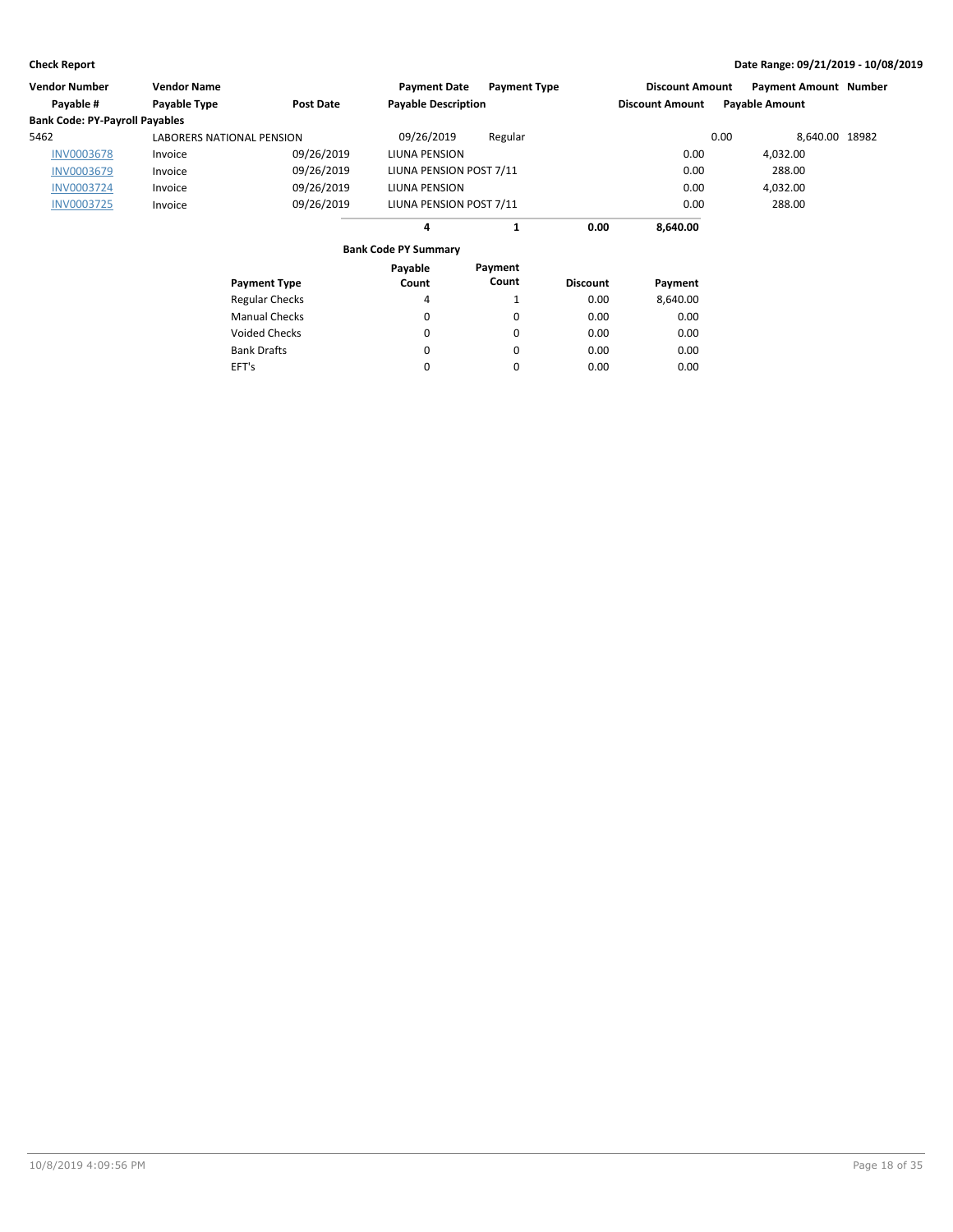**Check Report** — Date Range: 09/21/2019 - 10/08/2019

| Vendor Number | Vendor Name | | Payment Date | Payment Type | Discount Amount | Payment Amount | Number |
|---|---|---|---|---|---|---|---|
| Payable # | Payable Type | Post Date | Payable Description | | Discount Amount | Payable Amount | |
| **Bank Code: PY-Payroll Payables** | | | | | | | |
| 5462 | LABORERS NATIONAL PENSION | | 09/26/2019 | Regular | 0.00 | 8,640.00 | 18982 |
| INV0003678 | Invoice | 09/26/2019 | LIUNA PENSION | | 0.00 | 4,032.00 | |
| INV0003679 | Invoice | 09/26/2019 | LIUNA PENSION POST 7/11 | | 0.00 | 288.00 | |
| INV0003724 | Invoice | 09/26/2019 | LIUNA PENSION | | 0.00 | 4,032.00 | |
| INV0003725 | Invoice | 09/26/2019 | LIUNA PENSION POST 7/11 | | 0.00 | 288.00 | |
| | | | **4** | **1** | **0.00** | **8,640.00** | |

**Bank Code PY Summary**

| Payment Type | Payable Count | Payment Count | Discount | Payment |
|---|---|---|---|---|
| Regular Checks | 4 | 1 | 0.00 | 8,640.00 |
| Manual Checks | 0 | 0 | 0.00 | 0.00 |
| Voided Checks | 0 | 0 | 0.00 | 0.00 |
| Bank Drafts | 0 | 0 | 0.00 | 0.00 |
| EFT's | 0 | 0 | 0.00 | 0.00 |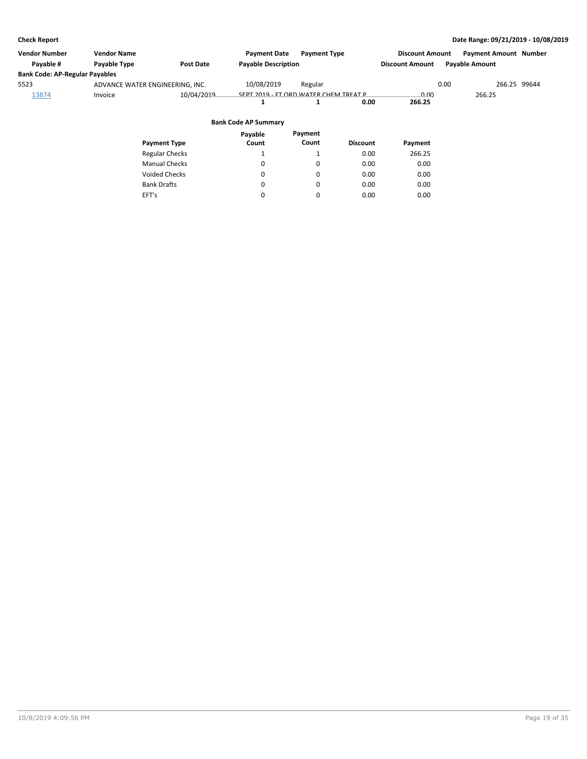**Check Report** **Date Range: 09/21/2019 - 10/08/2019**

| Vendor Number | Vendor Name | | Payment Date | Payment Type | Discount Amount | Payment Amount | Number |
|---|---|---|---|---|---|---|---|
| Payable # | Payable Type | Post Date | Payable Description | | Discount Amount | Payable Amount | |
| **Bank Code: AP-Regular Payables** | | | | | | | |
| 5523 | ADVANCE WATER ENGINEERING, INC. | | 10/08/2019 | Regular | 0.00 | 266.25 | 99644 |
| 13874 | Invoice | 10/04/2019 | SEPT 2019 - FT ORD WATER CHEM TREAT P | | 0.00 | 266.25 | |
| | | | 1 | 1 | 0.00 | 266.25 | |

**Bank Code AP Summary**

| Payment Type | Payable Count | Payment Count | Discount | Payment |
|---|---|---|---|---|
| Regular Checks | 1 | 1 | 0.00 | 266.25 |
| Manual Checks | 0 | 0 | 0.00 | 0.00 |
| Voided Checks | 0 | 0 | 0.00 | 0.00 |
| Bank Drafts | 0 | 0 | 0.00 | 0.00 |
| EFT's | 0 | 0 | 0.00 | 0.00 |

10/8/2019 4:09:56 PM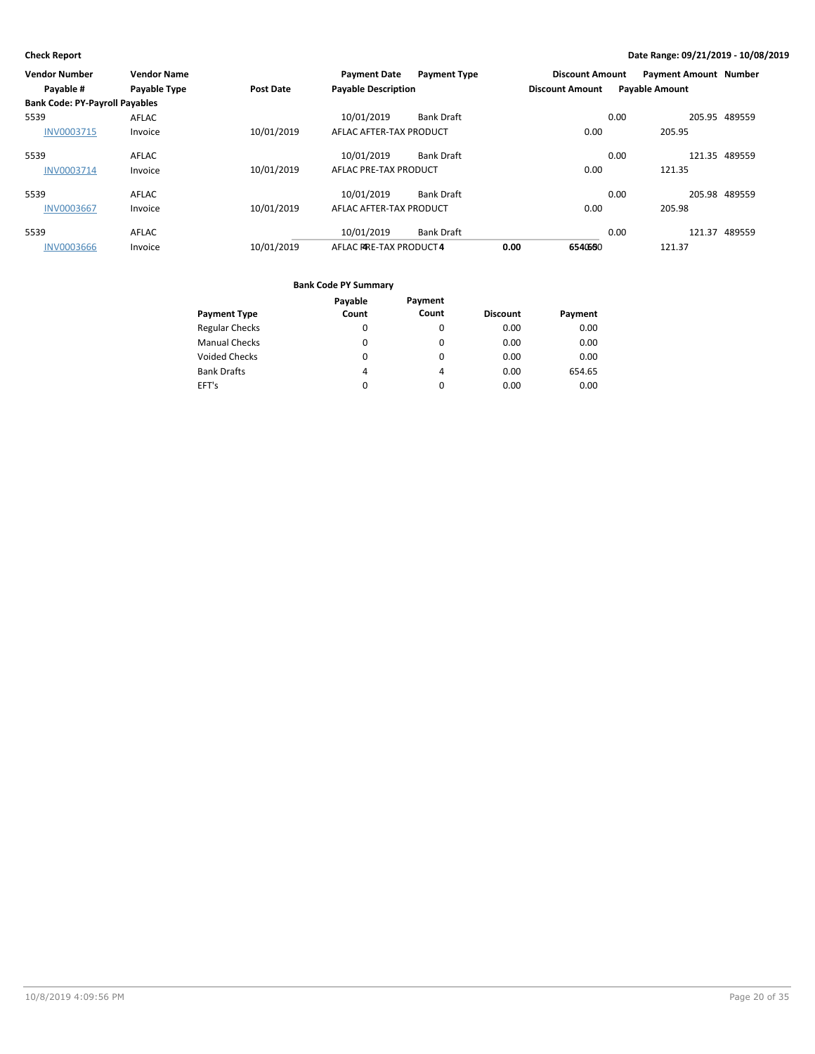**Check Report**

**Date Range: 09/21/2019 - 10/08/2019**

| Vendor Number | Vendor Name | | Payment Date | Payment Type | Discount Amount | Payment Amount | Number |
|---|---|---|---|---|---|---|---|
| Payable # | Payable Type | Post Date | Payable Description | | Discount Amount | Payable Amount | |
| **Bank Code: PY-Payroll Payables** | | | | | | | |
| 5539 | AFLAC | | 10/01/2019 | Bank Draft | 0.00 | 205.95 | 489559 |
| INV0003715 | Invoice | 10/01/2019 | AFLAC AFTER-TAX PRODUCT | | 0.00 | 205.95 | |
| 5539 | AFLAC | | 10/01/2019 | Bank Draft | 0.00 | 121.35 | 489559 |
| INV0003714 | Invoice | 10/01/2019 | AFLAC PRE-TAX PRODUCT | | 0.00 | 121.35 | |
| 5539 | AFLAC | | 10/01/2019 | Bank Draft | 0.00 | 205.98 | 489559 |
| INV0003667 | Invoice | 10/01/2019 | AFLAC AFTER-TAX PRODUCT | | 0.00 | 205.98 | |
| 5539 | AFLAC | | 10/01/2019 | Bank Draft | 0.00 | 121.37 | 489559 |
| INV0003666 | Invoice | 10/01/2019 | AFLAC PRE-TAX PRODUCT | | 0.00 | 121.37 | |
| | | | Payables: 4 / Payments: 4 | | 0.00 | 654.65 | |

**Bank Code PY Summary**

| Payment Type | Payable Count | Payment Count | Discount | Payment |
|---|---|---|---|---|
| Regular Checks | 0 | 0 | 0.00 | 0.00 |
| Manual Checks | 0 | 0 | 0.00 | 0.00 |
| Voided Checks | 0 | 0 | 0.00 | 0.00 |
| Bank Drafts | 4 | 4 | 0.00 | 654.65 |
| EFT's | 0 | 0 | 0.00 | 0.00 |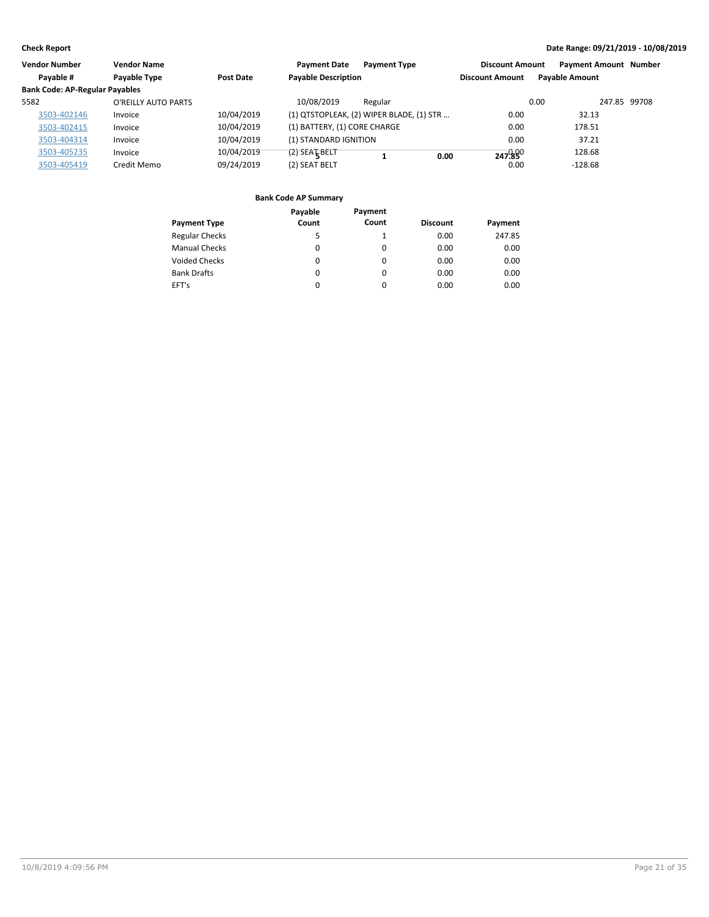**Check Report**

**Date Range: 09/21/2019 - 10/08/2019**

| Vendor Number | Vendor Name | | Payment Date | Payment Type | Discount Amount | Payment Amount | Number |
|---|---|---|---|---|---|---|---|
| Payable # | Payable Type | Post Date | Payable Description | | Discount Amount | Payable Amount | |
| **Bank Code: AP-Regular Payables** | | | | | | | |
| 5582 | O'REILLY AUTO PARTS | | 10/08/2019 | Regular | 0.00 | 247.85 | 99708 |
| 3503-402146 | Invoice | 10/04/2019 | (1) QTSTOPLEAK, (2) WIPER BLADE, (1) STR … | | 0.00 | 32.13 | |
| 3503-402415 | Invoice | 10/04/2019 | (1) BATTERY, (1) CORE CHARGE | | 0.00 | 178.51 | |
| 3503-404314 | Invoice | 10/04/2019 | (1) STANDARD IGNITION | | 0.00 | 37.21 | |
| 3503-405235 | Invoice | 10/04/2019 | (2) SEAT BELT | | 0.00 | 128.68 | |
| 3503-405419 | Credit Memo | 09/24/2019 | (2) SEAT BELT | | 0.00 | -128.68 | |
| | | | 5 | 1 | 0.00 | 247.85 | |

**Bank Code AP Summary**

| Payment Type | Payable Count | Payment Count | Discount | Payment |
|---|---|---|---|---|
| Regular Checks | 5 | 1 | 0.00 | 247.85 |
| Manual Checks | 0 | 0 | 0.00 | 0.00 |
| Voided Checks | 0 | 0 | 0.00 | 0.00 |
| Bank Drafts | 0 | 0 | 0.00 | 0.00 |
| EFT's | 0 | 0 | 0.00 | 0.00 |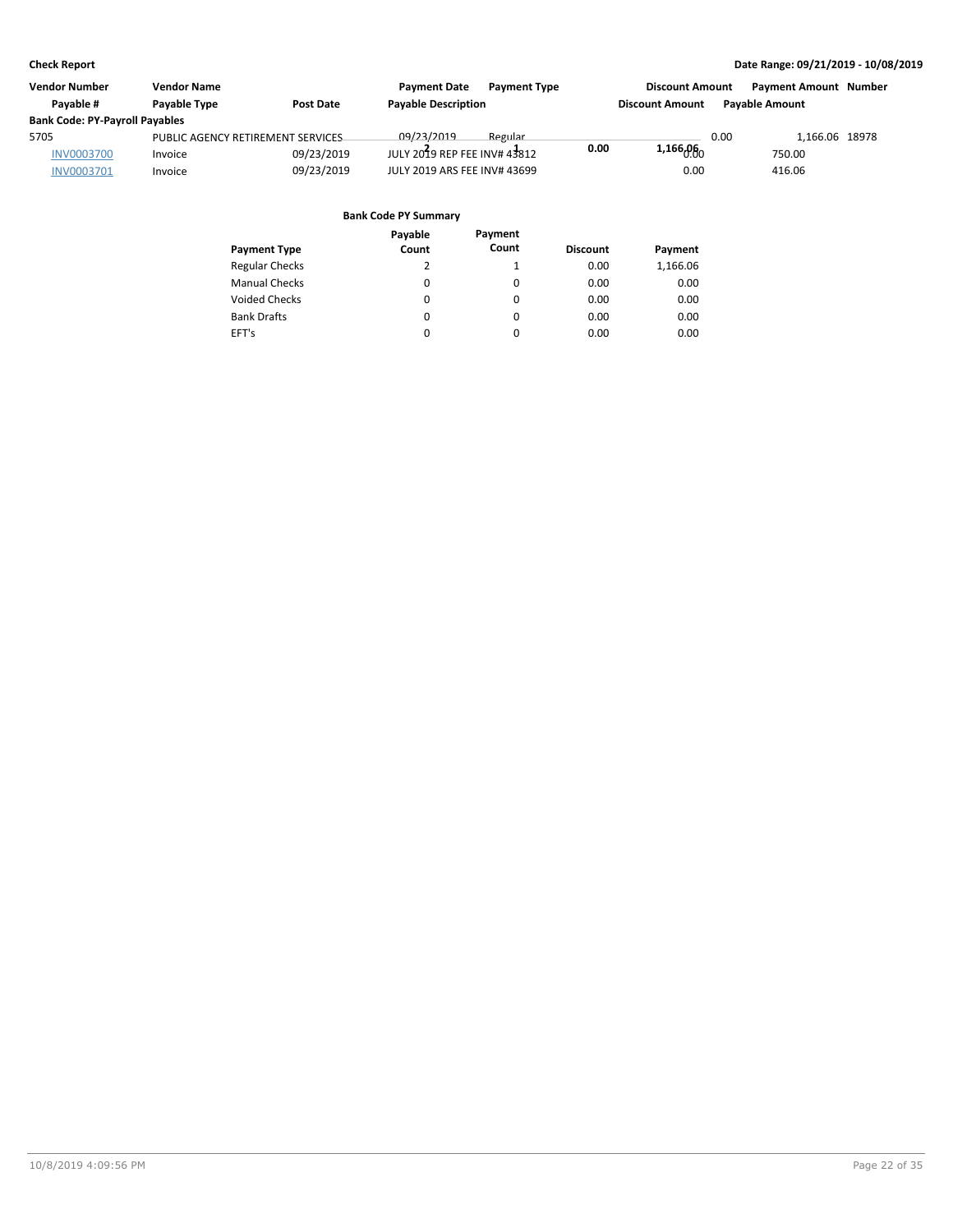**Check Report** — Date Range: 09/21/2019 - 10/08/2019

| Vendor Number | Vendor Name | | Payment Date | Payment Type | Discount Amount | Payment Amount | Number |
|---|---|---|---|---|---|---|---|
| Payable # | Payable Type | Post Date | Payable Description | | Discount Amount | Payable Amount | |
| **Bank Code: PY-Payroll Payables** | | | | | | | |
| 5705 | PUBLIC AGENCY RETIREMENT SERVICES | | 09/23/2019 | Regular | 0.00 | 1,166.06 | 18978 |
| INV0003700 | Invoice | 09/23/2019 | JULY 2019 REP FEE INV# 43812 | | 0.00 | 750.00 | |
| INV0003701 | Invoice | 09/23/2019 | JULY 2019 ARS FEE INV# 43699 | | 0.00 | 416.06 | |

**Bank Code PY Summary**

| Payment Type | Payable Count | Payment Count | Discount | Payment |
|---|---|---|---|---|
| Regular Checks | 2 | 1 | 0.00 | 1,166.06 |
| Manual Checks | 0 | 0 | 0.00 | 0.00 |
| Voided Checks | 0 | 0 | 0.00 | 0.00 |
| Bank Drafts | 0 | 0 | 0.00 | 0.00 |
| EFT's | 0 | 0 | 0.00 | 0.00 |
| | 2 | 1 | 0.00 | 1,166.06 |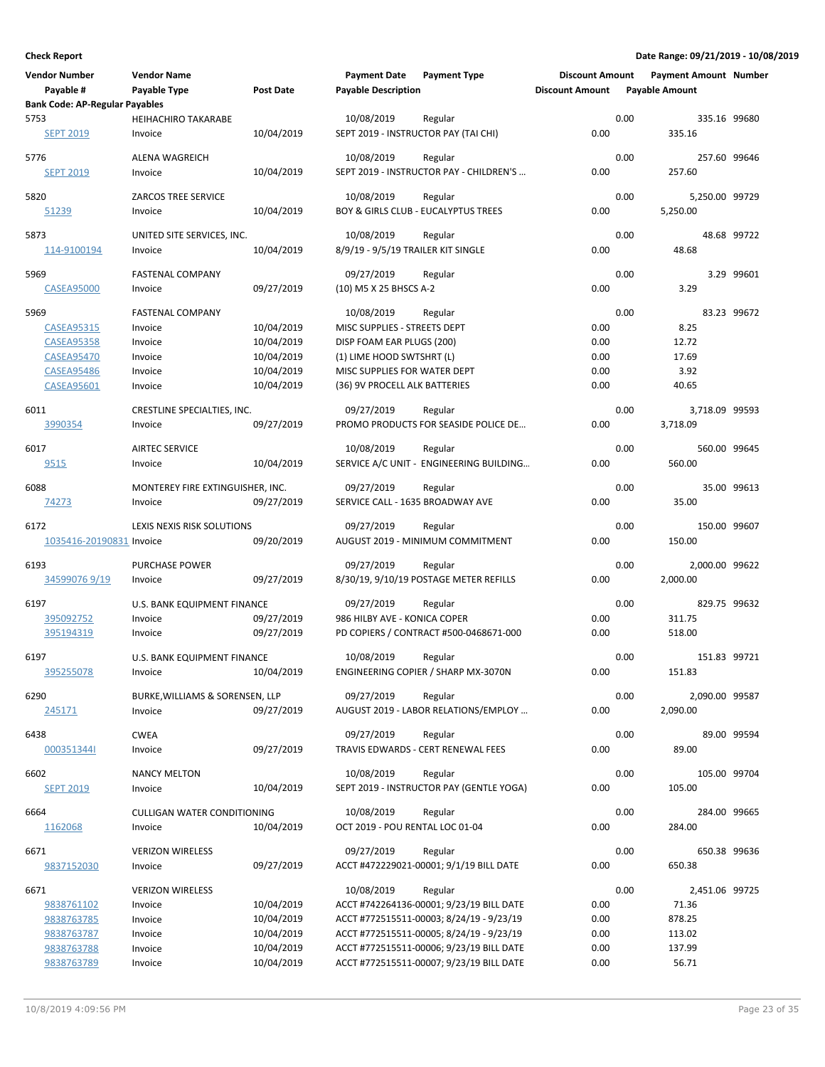**Check Report** | **Date Range: 09/21/2019 - 10/08/2019**

| Vendor Number / Payable # | Vendor Name / Payable Type | Post Date | Payment Date / Payable Description | Payment Type | Discount Amount / Discount Amount | Payment Amount / Payable Amount | Number |
|---|---|---|---|---|---|---|---|
| **Bank Code: AP-Regular Payables** | | | | | | | |
| 5753 | HEIHACHIRO TAKARABE | | 10/08/2019 | Regular | 0.00 | 335.16 | 99680 |
| SEPT 2019 | Invoice | 10/04/2019 | SEPT 2019 - INSTRUCTOR PAY (TAI CHI) | | 0.00 | 335.16 | |
| 5776 | ALENA WAGREICH | | 10/08/2019 | Regular | 0.00 | 257.60 | 99646 |
| SEPT 2019 | Invoice | 10/04/2019 | SEPT 2019 - INSTRUCTOR PAY - CHILDREN'S ... | | 0.00 | 257.60 | |
| 5820 | ZARCOS TREE SERVICE | | 10/08/2019 | Regular | 0.00 | 5,250.00 | 99729 |
| 51239 | Invoice | 10/04/2019 | BOY & GIRLS CLUB - EUCALYPTUS TREES | | 0.00 | 5,250.00 | |
| 5873 | UNITED SITE SERVICES, INC. | | 10/08/2019 | Regular | 0.00 | 48.68 | 99722 |
| 114-9100194 | Invoice | 10/04/2019 | 8/9/19 - 9/5/19 TRAILER KIT SINGLE | | 0.00 | 48.68 | |
| 5969 | FASTENAL COMPANY | | 09/27/2019 | Regular | 0.00 | 3.29 | 99601 |
| CASEA95000 | Invoice | 09/27/2019 | (10) M5 X 25 BHSCS A-2 | | 0.00 | 3.29 | |
| 5969 | FASTENAL COMPANY | | 10/08/2019 | Regular | 0.00 | 83.23 | 99672 |
| CASEA95315 | Invoice | 10/04/2019 | MISC SUPPLIES - STREETS DEPT | | 0.00 | 8.25 | |
| CASEA95358 | Invoice | 10/04/2019 | DISP FOAM EAR PLUGS (200) | | 0.00 | 12.72 | |
| CASEA95470 | Invoice | 10/04/2019 | (1) LIME HOOD SWTSHRT (L) | | 0.00 | 17.69 | |
| CASEA95486 | Invoice | 10/04/2019 | MISC SUPPLIES FOR WATER DEPT | | 0.00 | 3.92 | |
| CASEA95601 | Invoice | 10/04/2019 | (36) 9V PROCELL ALK BATTERIES | | 0.00 | 40.65 | |
| 6011 | CRESTLINE SPECIALTIES, INC. | | 09/27/2019 | Regular | 0.00 | 3,718.09 | 99593 |
| 3990354 | Invoice | 09/27/2019 | PROMO PRODUCTS FOR SEASIDE POLICE DE... | | 0.00 | 3,718.09 | |
| 6017 | AIRTEC SERVICE | | 10/08/2019 | Regular | 0.00 | 560.00 | 99645 |
| 9515 | Invoice | 10/04/2019 | SERVICE A/C UNIT - ENGINEERING BUILDING... | | 0.00 | 560.00 | |
| 6088 | MONTEREY FIRE EXTINGUISHER, INC. | | 09/27/2019 | Regular | 0.00 | 35.00 | 99613 |
| 74273 | Invoice | 09/27/2019 | SERVICE CALL - 1635 BROADWAY AVE | | 0.00 | 35.00 | |
| 6172 | LEXIS NEXIS RISK SOLUTIONS | | 09/27/2019 | Regular | 0.00 | 150.00 | 99607 |
| 1035416-20190831 | Invoice | 09/20/2019 | AUGUST 2019 - MINIMUM COMMITMENT | | 0.00 | 150.00 | |
| 6193 | PURCHASE POWER | | 09/27/2019 | Regular | 0.00 | 2,000.00 | 99622 |
| 34599076 9/19 | Invoice | 09/27/2019 | 8/30/19, 9/10/19 POSTAGE METER REFILLS | | 0.00 | 2,000.00 | |
| 6197 | U.S. BANK EQUIPMENT FINANCE | | 09/27/2019 | Regular | 0.00 | 829.75 | 99632 |
| 395092752 | Invoice | 09/27/2019 | 986 HILBY AVE - KONICA COPER | | 0.00 | 311.75 | |
| 395194319 | Invoice | 09/27/2019 | PD COPIERS / CONTRACT #500-0468671-000 | | 0.00 | 518.00 | |
| 6197 | U.S. BANK EQUIPMENT FINANCE | | 10/08/2019 | Regular | 0.00 | 151.83 | 99721 |
| 395255078 | Invoice | 10/04/2019 | ENGINEERING COPIER / SHARP MX-3070N | | 0.00 | 151.83 | |
| 6290 | BURKE,WILLIAMS & SORENSEN, LLP | | 09/27/2019 | Regular | 0.00 | 2,090.00 | 99587 |
| 245171 | Invoice | 09/27/2019 | AUGUST 2019 - LABOR RELATIONS/EMPLOY ... | | 0.00 | 2,090.00 | |
| 6438 | CWEA | | 09/27/2019 | Regular | 0.00 | 89.00 | 99594 |
| 000351344I | Invoice | 09/27/2019 | TRAVIS EDWARDS - CERT RENEWAL FEES | | 0.00 | 89.00 | |
| 6602 | NANCY MELTON | | 10/08/2019 | Regular | 0.00 | 105.00 | 99704 |
| SEPT 2019 | Invoice | 10/04/2019 | SEPT 2019 - INSTRUCTOR PAY (GENTLE YOGA) | | 0.00 | 105.00 | |
| 6664 | CULLIGAN WATER CONDITIONING | | 10/08/2019 | Regular | 0.00 | 284.00 | 99665 |
| 1162068 | Invoice | 10/04/2019 | OCT 2019 - POU RENTAL LOC 01-04 | | 0.00 | 284.00 | |
| 6671 | VERIZON WIRELESS | | 09/27/2019 | Regular | 0.00 | 650.38 | 99636 |
| 9837152030 | Invoice | 09/27/2019 | ACCT #472229021-00001; 9/1/19 BILL DATE | | 0.00 | 650.38 | |
| 6671 | VERIZON WIRELESS | | 10/08/2019 | Regular | 0.00 | 2,451.06 | 99725 |
| 9838761102 | Invoice | 10/04/2019 | ACCT #742264136-00001; 9/23/19 BILL DATE | | 0.00 | 71.36 | |
| 9838763785 | Invoice | 10/04/2019 | ACCT #772515511-00003; 8/24/19 - 9/23/19 | | 0.00 | 878.25 | |
| 9838763787 | Invoice | 10/04/2019 | ACCT #772515511-00005; 8/24/19 - 9/23/19 | | 0.00 | 113.02 | |
| 9838763788 | Invoice | 10/04/2019 | ACCT #772515511-00006; 9/23/19 BILL DATE | | 0.00 | 137.99 | |
| 9838763789 | Invoice | 10/04/2019 | ACCT #772515511-00007; 9/23/19 BILL DATE | | 0.00 | 56.71 | |

10/8/2019 4:09:56 PM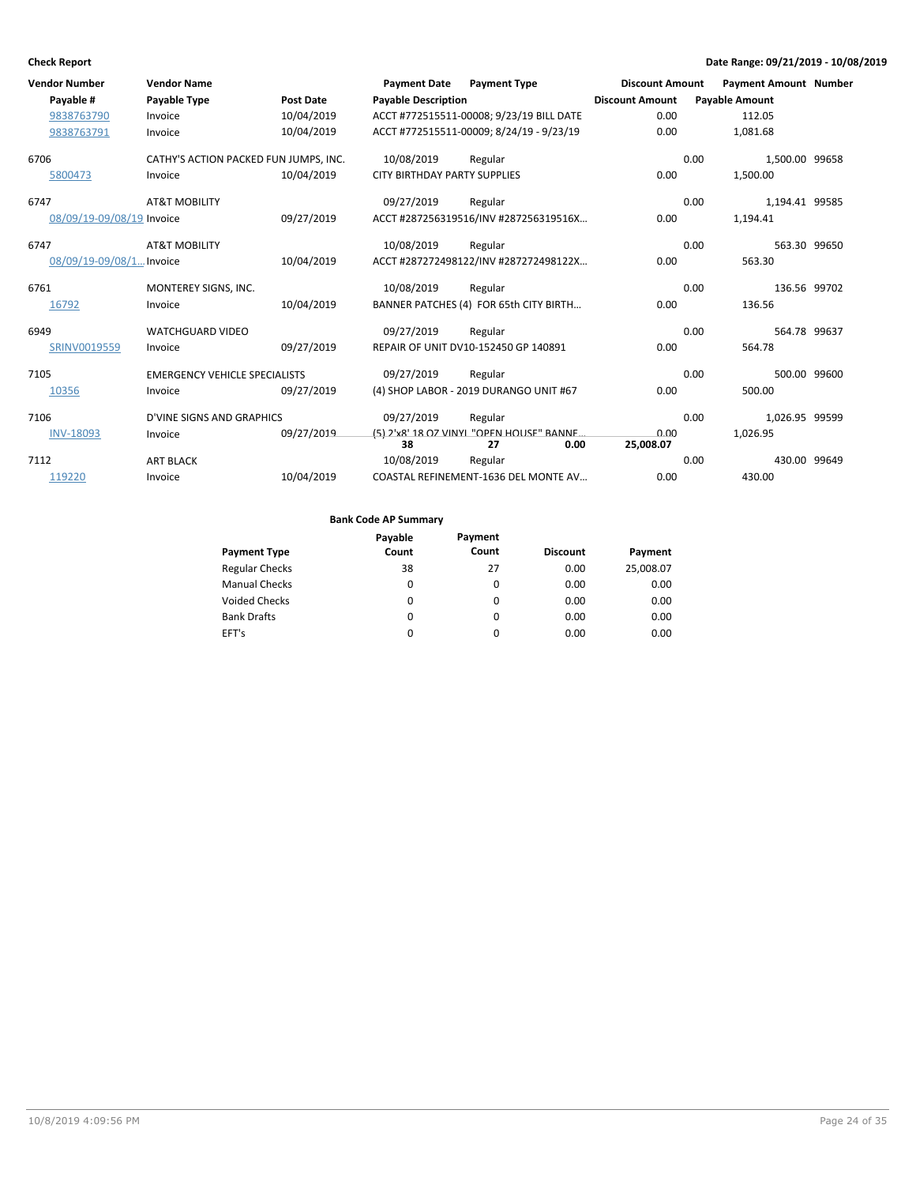**Check Report** — Date Range: 09/21/2019 - 10/08/2019

| Vendor Number | Vendor Name | | Payment Date | Payment Type | Discount Amount | Payment Amount | Number |
|---|---|---|---|---|---|---|---|
| Payable # | Payable Type | Post Date | Payable Description | | Discount Amount | Payable Amount | |
| 9838763790 | Invoice | 10/04/2019 | ACCT #772515511-00008; 9/23/19 BILL DATE | | 0.00 | 112.05 | |
| 9838763791 | Invoice | 10/04/2019 | ACCT #772515511-00009; 8/24/19 - 9/23/19 | | 0.00 | 1,081.68 | |
| 6706 | CATHY'S ACTION PACKED FUN JUMPS, INC. | | 10/08/2019 | Regular | 0.00 | 1,500.00 | 99658 |
| 5800473 | Invoice | 10/04/2019 | CITY BIRTHDAY PARTY SUPPLIES | | 0.00 | 1,500.00 | |
| 6747 | AT&T MOBILITY | | 09/27/2019 | Regular | 0.00 | 1,194.41 | 99585 |
| 08/09/19-09/08/19 | Invoice | 09/27/2019 | ACCT #287256319516/INV #287256319516X… | | 0.00 | 1,194.41 | |
| 6747 | AT&T MOBILITY | | 10/08/2019 | Regular | 0.00 | 563.30 | 99650 |
| 08/09/19-09/08/1… | Invoice | 10/04/2019 | ACCT #287272498122/INV #287272498122X… | | 0.00 | 563.30 | |
| 6761 | MONTEREY SIGNS, INC. | | 10/08/2019 | Regular | 0.00 | 136.56 | 99702 |
| 16792 | Invoice | 10/04/2019 | BANNER PATCHES (4) FOR 65th CITY BIRTH… | | 0.00 | 136.56 | |
| 6949 | WATCHGUARD VIDEO | | 09/27/2019 | Regular | 0.00 | 564.78 | 99637 |
| SRINV0019559 | Invoice | 09/27/2019 | REPAIR OF UNIT DV10-152450 GP 140891 | | 0.00 | 564.78 | |
| 7105 | EMERGENCY VEHICLE SPECIALISTS | | 09/27/2019 | Regular | 0.00 | 500.00 | 99600 |
| 10356 | Invoice | 09/27/2019 | (4) SHOP LABOR - 2019 DURANGO UNIT #67 | | 0.00 | 500.00 | |
| 7106 | D'VINE SIGNS AND GRAPHICS | | 09/27/2019 | Regular | 0.00 | 1,026.95 | 99599 |
| INV-18093 | Invoice | 09/27/2019 | (5) 2'x8' 18 OZ VINYL "OPEN HOUSE" BANNE… | | 0.00 | 1,026.95 | |
| 7112 | ART BLACK | | 10/08/2019 | Regular | 0.00 | 430.00 | 99649 |
| 119220 | Invoice | 10/04/2019 | COASTAL REFINEMENT-1636 DEL MONTE AV… | | 0.00 | 430.00 | |
| | | | **38** | **27** | **0.00** | **25,008.07** | |

**Bank Code AP Summary**

| Payment Type | Payable Count | Payment Count | Discount | Payment |
|---|---|---|---|---|
| Regular Checks | 38 | 27 | 0.00 | 25,008.07 |
| Manual Checks | 0 | 0 | 0.00 | 0.00 |
| Voided Checks | 0 | 0 | 0.00 | 0.00 |
| Bank Drafts | 0 | 0 | 0.00 | 0.00 |
| EFT's | 0 | 0 | 0.00 | 0.00 |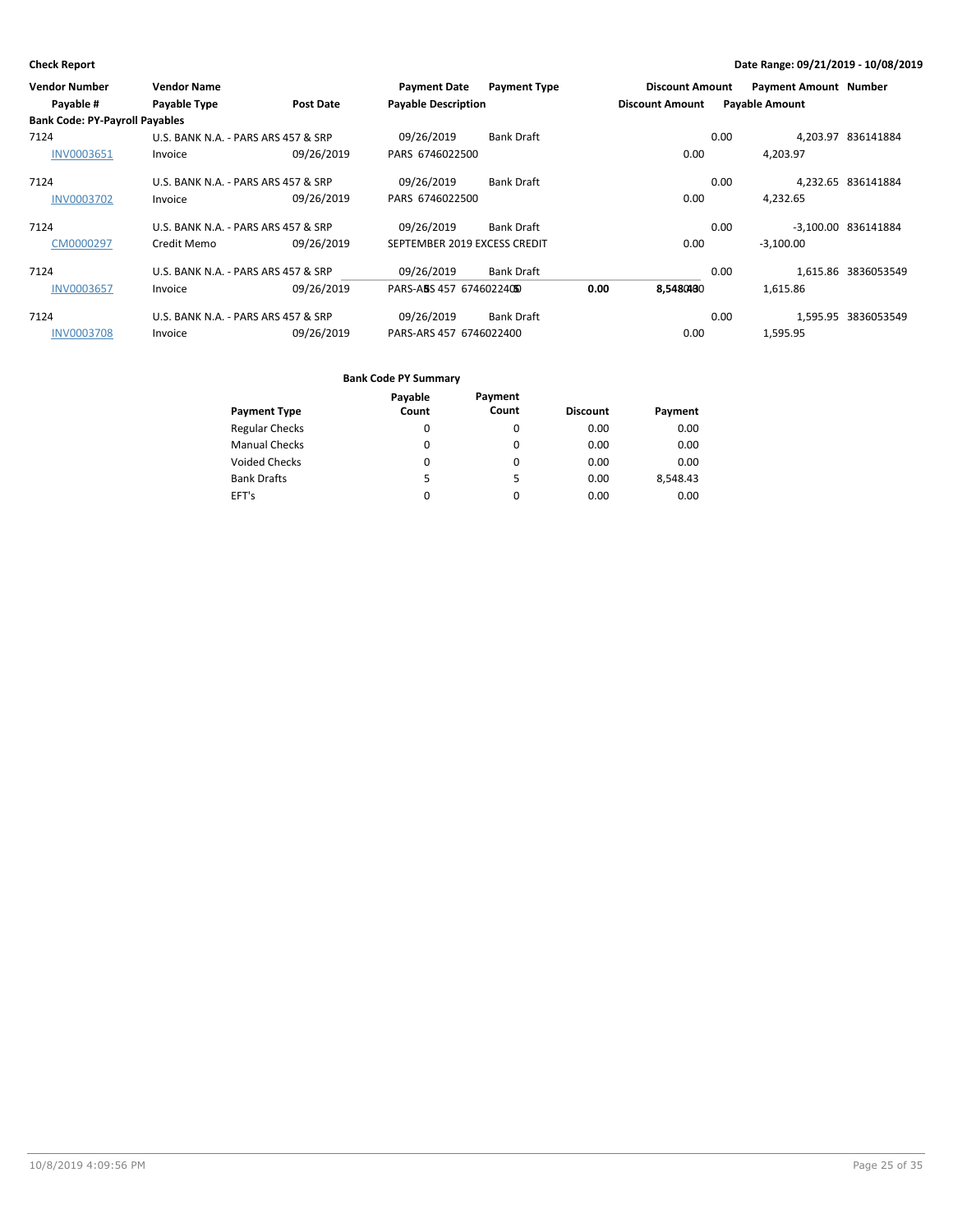**Check Report** — Date Range: 09/21/2019 - 10/08/2019

| Vendor Number | Vendor Name | | Payment Date | Payment Type | Discount Amount | Payment Amount | Number |
|---|---|---|---|---|---|---|---|
| Payable # | Payable Type | Post Date | Payable Description | | Discount Amount | Payable Amount | |
| **Bank Code: PY-Payroll Payables** | | | | | | | |
| 7124 | U.S. BANK N.A. - PARS ARS 457 & SRP | | 09/26/2019 | Bank Draft | 0.00 | 4,203.97 | 836141884 |
| INV0003651 | Invoice | 09/26/2019 | PARS 6746022500 | | 0.00 | 4,203.97 | |
| 7124 | U.S. BANK N.A. - PARS ARS 457 & SRP | | 09/26/2019 | Bank Draft | 0.00 | 4,232.65 | 836141884 |
| INV0003702 | Invoice | 09/26/2019 | PARS 6746022500 | | 0.00 | 4,232.65 | |
| 7124 | U.S. BANK N.A. - PARS ARS 457 & SRP | | 09/26/2019 | Bank Draft | 0.00 | -3,100.00 | 836141884 |
| CM0000297 | Credit Memo | 09/26/2019 | SEPTEMBER 2019 EXCESS CREDIT | | 0.00 | -3,100.00 | |
| 7124 | U.S. BANK N.A. - PARS ARS 457 & SRP | | 09/26/2019 | Bank Draft | 0.00 | 1,615.86 | 3836053549 |
| INV0003657 | Invoice | 09/26/2019 | PARS-ARS 457 6746022400 | | 0.00 | 1,615.86 | |
| 7124 | U.S. BANK N.A. - PARS ARS 457 & SRP | | 09/26/2019 | Bank Draft | 0.00 | 1,595.95 | 3836053549 |
| INV0003708 | Invoice | 09/26/2019 | PARS-ARS 457 6746022400 | | 0.00 | 1,595.95 | |
| | | | | Bank Code PY Totals: 5 | 0.00 | 8,548.43 | |

**Bank Code PY Summary**

| Payment Type | Payable Count | Payment Count | Discount | Payment |
|---|---|---|---|---|
| Regular Checks | 0 | 0 | 0.00 | 0.00 |
| Manual Checks | 0 | 0 | 0.00 | 0.00 |
| Voided Checks | 0 | 0 | 0.00 | 0.00 |
| Bank Drafts | 5 | 5 | 0.00 | 8,548.43 |
| EFT's | 0 | 0 | 0.00 | 0.00 |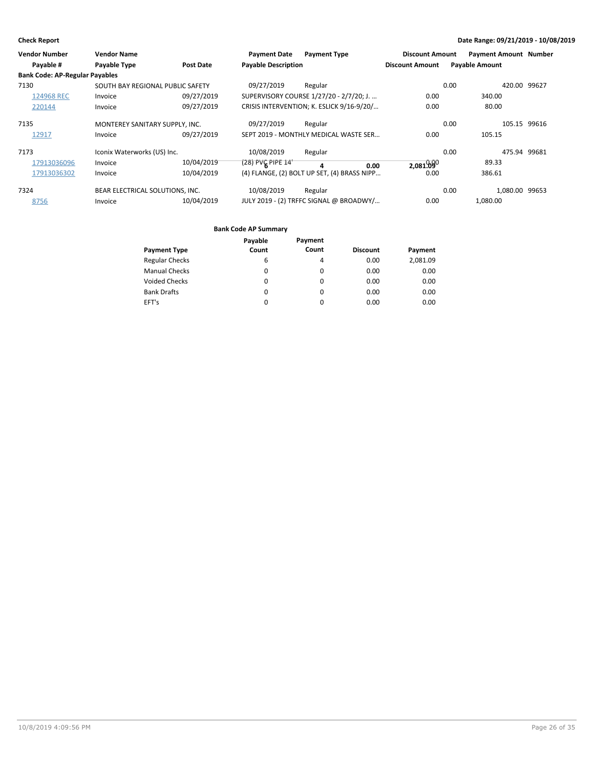**Check Report** — Date Range: 09/21/2019 - 10/08/2019

| Vendor Number | Vendor Name | | Payment Date | Payment Type | Discount Amount | Payment Amount | Number |
|---|---|---|---|---|---|---|---|
| Payable # | Payable Type | Post Date | Payable Description | | Discount Amount | Payable Amount | |
| **Bank Code: AP-Regular Payables** | | | | | | | |
| 7130 | SOUTH BAY REGIONAL PUBLIC SAFETY | | 09/27/2019 | Regular | 0.00 | 420.00 | 99627 |
| 124968 REC | Invoice | 09/27/2019 | SUPERVISORY COURSE 1/27/20 - 2/7/20; J. ... | | 0.00 | 340.00 | |
| 220144 | Invoice | 09/27/2019 | CRISIS INTERVENTION; K. ESLICK 9/16-9/20/... | | 0.00 | 80.00 | |
| 7135 | MONTEREY SANITARY SUPPLY, INC. | | 09/27/2019 | Regular | 0.00 | 105.15 | 99616 |
| 12917 | Invoice | 09/27/2019 | SEPT 2019 - MONTHLY MEDICAL WASTE SER... | | 0.00 | 105.15 | |
| 7173 | Iconix Waterworks (US) Inc. | | 10/08/2019 | Regular | 0.00 | 475.94 | 99681 |
| 17913036096 | Invoice | 10/04/2019 | (28) PVC PIPE 14' | | 0.00 | 89.33 | |
| 17913036302 | Invoice | 10/04/2019 | (4) FLANGE, (2) BOLT UP SET, (4) BRASS NIPP... | | 0.00 | 386.61 | |
| 7324 | BEAR ELECTRICAL SOLUTIONS, INC. | | 10/08/2019 | Regular | 0.00 | 1,080.00 | 99653 |
| 8756 | Invoice | 10/04/2019 | JULY 2019 - (2) TRFFC SIGNAL @ BROADWY/... | | 0.00 | 1,080.00 | |

**Bank Code AP Summary**

| Payment Type | Payable Count | Payment Count | Discount | Payment |
|---|---|---|---|---|
| Regular Checks | 6 | 4 | 0.00 | 2,081.09 |
| Manual Checks | 0 | 0 | 0.00 | 0.00 |
| Voided Checks | 0 | 0 | 0.00 | 0.00 |
| Bank Drafts | 0 | 0 | 0.00 | 0.00 |
| EFT's | 0 | 0 | 0.00 | 0.00 |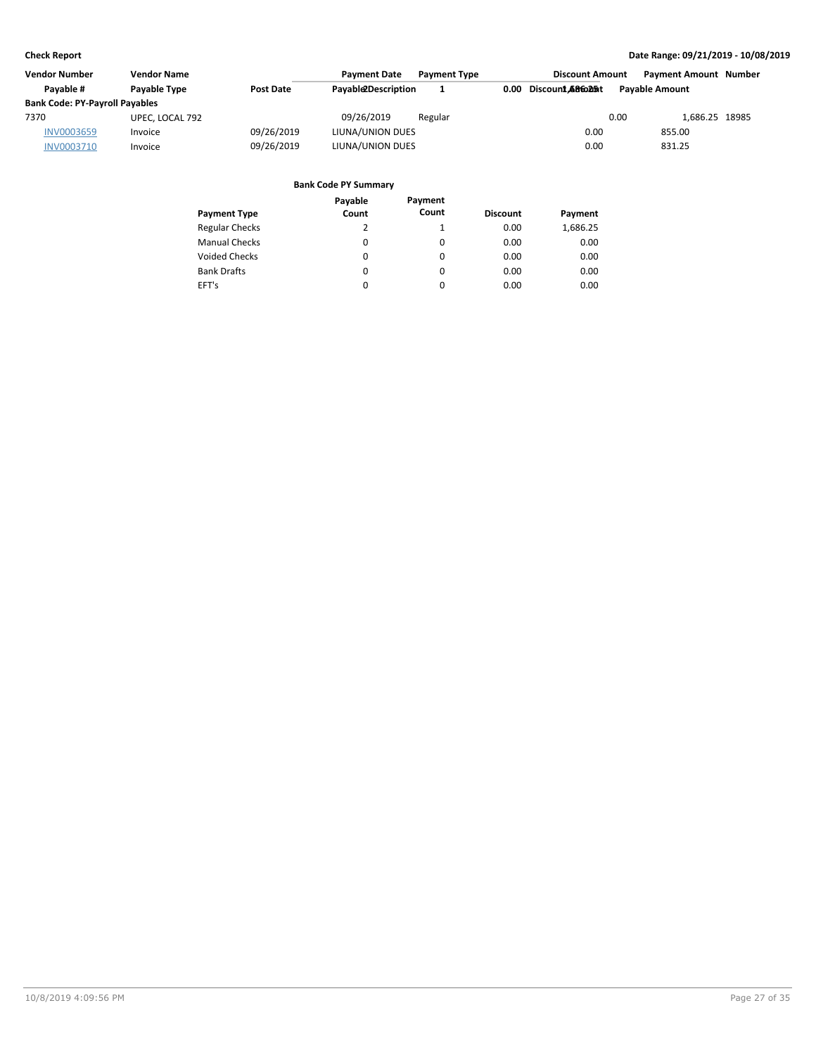**Check Report**

**Date Range: 09/21/2019 - 10/08/2019**

| Vendor Number | Vendor Name | | Payment Date | Payment Type | Discount Amount | Payment Amount | Number |
|---|---|---|---|---|---|---|---|
| Payable # | Payable Type | Post Date | Payable Description | | Discount Amount | Payable Amount | |
| **Bank Code: PY-Payroll Payables** | | | | | | | |
| 7370 | UPEC, LOCAL 792 | | 09/26/2019 | Regular | 0.00 | 1,686.25 | 18985 |
| INV0003659 | Invoice | 09/26/2019 | LIUNA/UNION DUES | | 0.00 | 855.00 | |
| INV0003710 | Invoice | 09/26/2019 | LIUNA/UNION DUES | | 0.00 | 831.25 | |

**Bank Code PY Summary**

| Payment Type | Payable Count | Payment Count | Discount | Payment |
|---|---|---|---|---|
| Regular Checks | 2 | 1 | 0.00 | 1,686.25 |
| Manual Checks | 0 | 0 | 0.00 | 0.00 |
| Voided Checks | 0 | 0 | 0.00 | 0.00 |
| Bank Drafts | 0 | 0 | 0.00 | 0.00 |
| EFT's | 0 | 0 | 0.00 | 0.00 |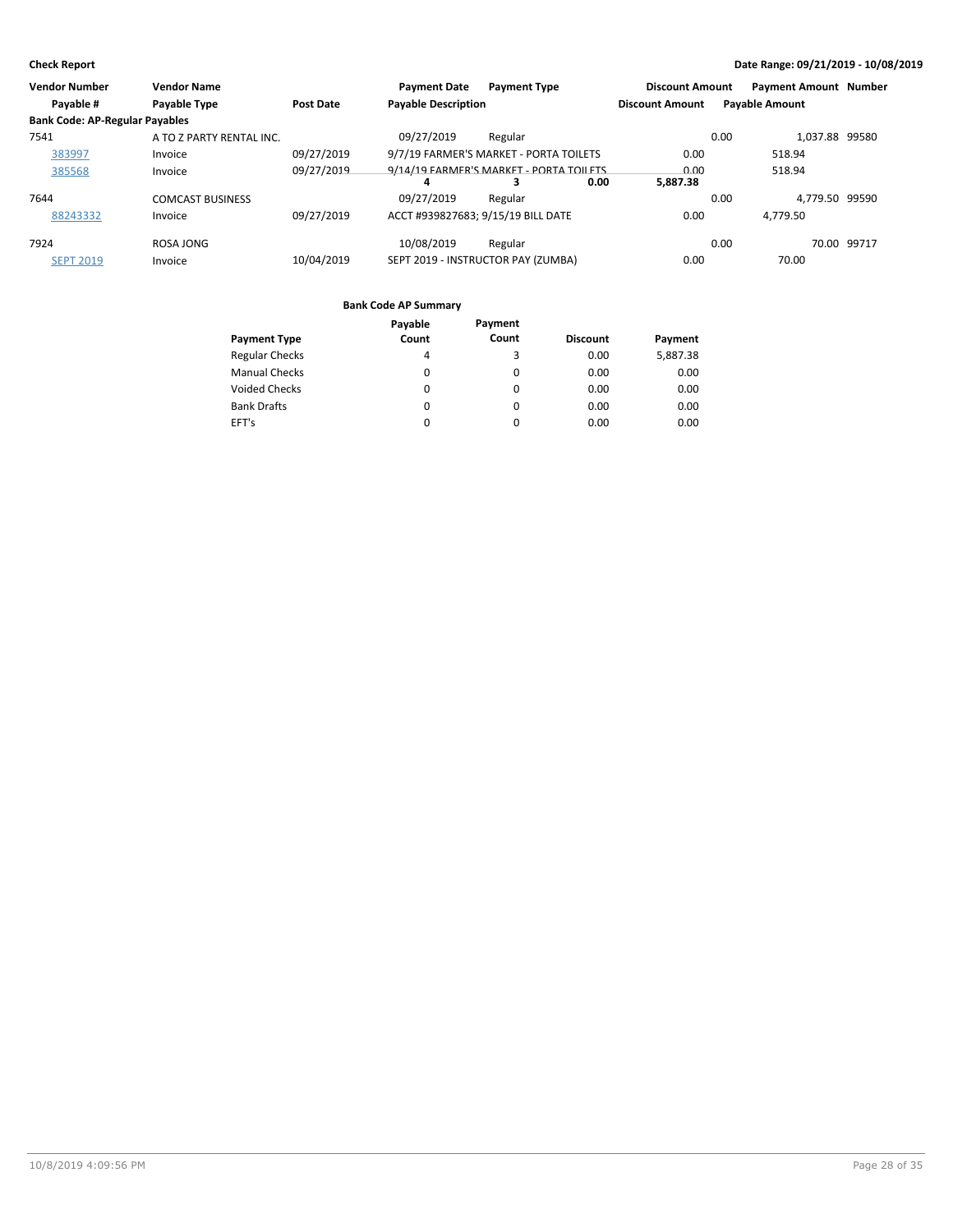**Check Report** — Date Range: 09/21/2019 - 10/08/2019

| Vendor Number | Vendor Name | | Payment Date | Payment Type | Discount Amount | Payment Amount | Number |
|---|---|---|---|---|---|---|---|
| Payable # | Payable Type | Post Date | Payable Description | | Discount Amount | Payable Amount | |
| **Bank Code: AP-Regular Payables** | | | | | | | |
| 7541 | A TO Z PARTY RENTAL INC. | | 09/27/2019 | Regular | 0.00 | 1,037.88 | 99580 |
| 383997 | Invoice | 09/27/2019 | 9/7/19 FARMER'S MARKET - PORTA TOILETS | | 0.00 | 518.94 | |
| 385568 | Invoice | 09/27/2019 | 9/14/19 FARMER'S MARKET - PORTA TOILETS | | 0.00 | 518.94 | |
| 7644 | COMCAST BUSINESS | | 09/27/2019 | Regular | 0.00 | 4,779.50 | 99590 |
| 88243332 | Invoice | 09/27/2019 | ACCT #939827683; 9/15/19 BILL DATE | | 0.00 | 4,779.50 | |
| 7924 | ROSA JONG | | 10/08/2019 | Regular | 0.00 | 70.00 | 99717 |
| SEPT 2019 | Invoice | 10/04/2019 | SEPT 2019 - INSTRUCTOR PAY (ZUMBA) | | 0.00 | 70.00 | |

**Bank Code AP Summary**

| Payment Type | Payable Count | Payment Count | Discount | Payment |
|---|---|---|---|---|
| Regular Checks | 4 | 3 | 0.00 | 5,887.38 |
| Manual Checks | 0 | 0 | 0.00 | 0.00 |
| Voided Checks | 0 | 0 | 0.00 | 0.00 |
| Bank Drafts | 0 | 0 | 0.00 | 0.00 |
| EFT's | 0 | 0 | 0.00 | 0.00 |
| | **4** | **3** | **0.00** | **5,887.38** |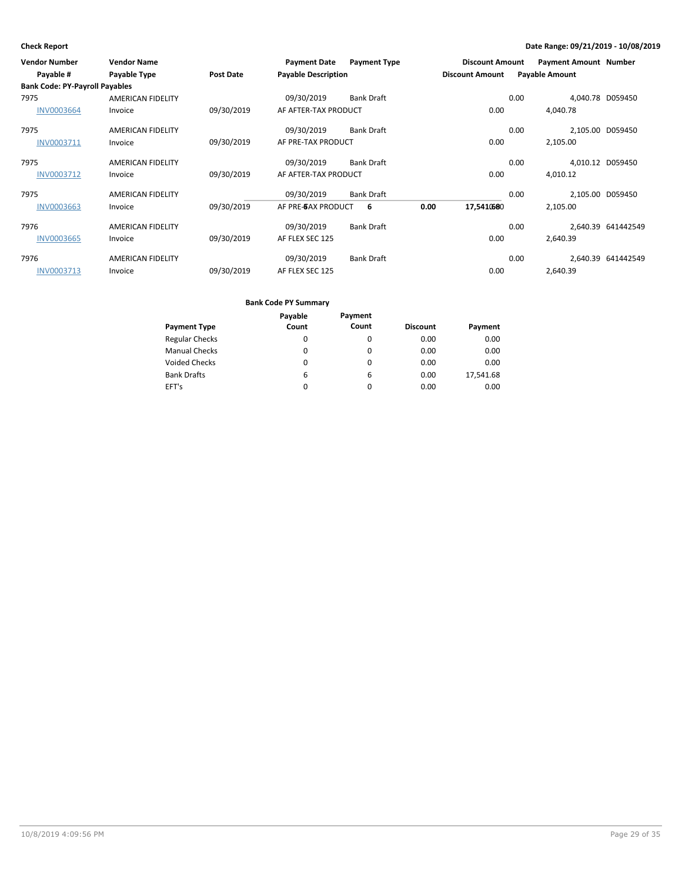**Check Report** — **Date Range: 09/21/2019 - 10/08/2019**

| Vendor Number<br>Payable # | Vendor Name<br>Payable Type | Post Date | Payment Date<br>Payable Description | Payment Type | Discount Amount<br>Discount Amount | Payment Amount<br>Payable Amount | Number |
|---|---|---|---|---|---|---|---|
| **Bank Code: PY-Payroll Payables** | | | | | | | |
| 7975 | AMERICAN FIDELITY | | 09/30/2019 | Bank Draft | 0.00 | 4,040.78 | D059450 |
| INV0003664 | Invoice | 09/30/2019 | AF AFTER-TAX PRODUCT | | 0.00 | 4,040.78 | |
| 7975 | AMERICAN FIDELITY | | 09/30/2019 | Bank Draft | 0.00 | 2,105.00 | D059450 |
| INV0003711 | Invoice | 09/30/2019 | AF PRE-TAX PRODUCT | | 0.00 | 2,105.00 | |
| 7975 | AMERICAN FIDELITY | | 09/30/2019 | Bank Draft | 0.00 | 4,010.12 | D059450 |
| INV0003712 | Invoice | 09/30/2019 | AF AFTER-TAX PRODUCT | | 0.00 | 4,010.12 | |
| 7975 | AMERICAN FIDELITY | | 09/30/2019 | Bank Draft | 0.00 | 2,105.00 | D059450 |
| INV0003663 | Invoice | 09/30/2019 | AF PRE-TAX PRODUCT | | 0.00 | 2,105.00 | |
| 7976 | AMERICAN FIDELITY | | 09/30/2019 | Bank Draft | 0.00 | 2,640.39 | 641442549 |
| INV0003665 | Invoice | 09/30/2019 | AF FLEX SEC 125 | | 0.00 | 2,640.39 | |
| 7976 | AMERICAN FIDELITY | | 09/30/2019 | Bank Draft | 0.00 | 2,640.39 | 641442549 |
| INV0003713 | Invoice | 09/30/2019 | AF FLEX SEC 125 | | 0.00 | 2,640.39 | |

**Bank Code PY Summary**

| Payment Type | Payable Count | Payment Count | Discount | Payment |
|---|---|---|---|---|
| Regular Checks | 0 | 0 | 0.00 | 0.00 |
| Manual Checks | 0 | 0 | 0.00 | 0.00 |
| Voided Checks | 0 | 0 | 0.00 | 0.00 |
| Bank Drafts | 6 | 6 | 0.00 | 17,541.68 |
| EFT's | 0 | 0 | 0.00 | 0.00 |
| | 6 | 6 | 0.00 | 17,541.68 |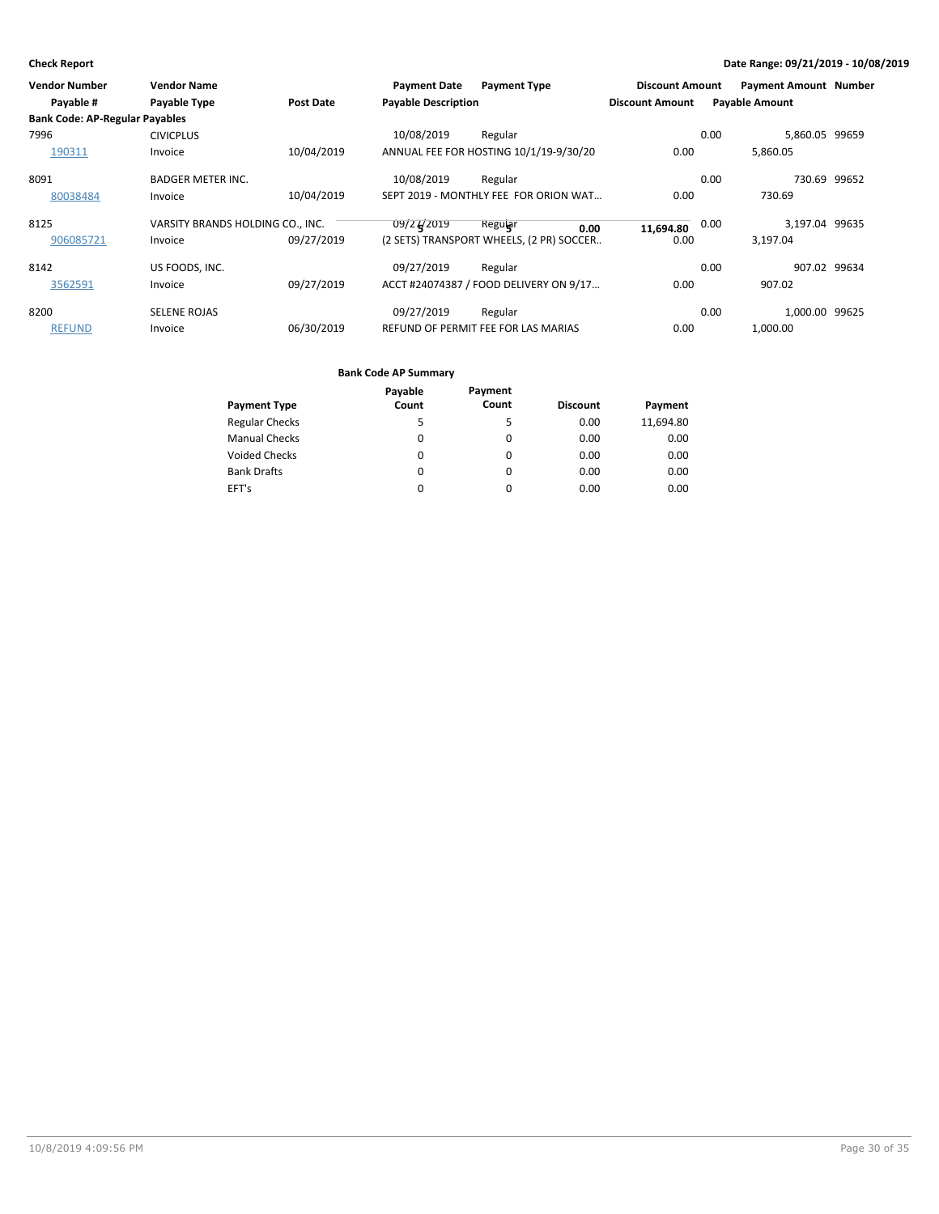**Check Report**

**Date Range: 09/21/2019 - 10/08/2019**

| Vendor Number | Vendor Name | | Payment Date | Payment Type | Discount Amount | Payment Amount | Number |
|---|---|---|---|---|---|---|---|
| Payable # | Payable Type | Post Date | Payable Description | | Discount Amount | Payable Amount | |
| **Bank Code: AP-Regular Payables** | | | | | | | |
| 7996 | CIVICPLUS | | 10/08/2019 | Regular | 0.00 | 5,860.05 | 99659 |
| 190311 | Invoice | 10/04/2019 | ANNUAL FEE FOR HOSTING 10/1/19-9/30/20 | | 0.00 | 5,860.05 | |
| 8091 | BADGER METER INC. | | 10/08/2019 | Regular | 0.00 | 730.69 | 99652 |
| 80038484 | Invoice | 10/04/2019 | SEPT 2019 - MONTHLY FEE FOR ORION WAT... | | 0.00 | 730.69 | |
| 8125 | VARSITY BRANDS HOLDING CO., INC. | | 09/27/2019 | Regular | 0.00 | 3,197.04 | 99635 |
| 906085721 | Invoice | 09/27/2019 | (2 SETS) TRANSPORT WHEELS, (2 PR) SOCCER.. | | 0.00 | 3,197.04 | |
| 8142 | US FOODS, INC. | | 09/27/2019 | Regular | 0.00 | 907.02 | 99634 |
| 3562591 | Invoice | 09/27/2019 | ACCT #24074387 / FOOD DELIVERY ON 9/17... | | 0.00 | 907.02 | |
| 8200 | SELENE ROJAS | | 09/27/2019 | Regular | 0.00 | 1,000.00 | 99625 |
| REFUND | Invoice | 06/30/2019 | REFUND OF PERMIT FEE FOR LAS MARIAS | | 0.00 | 1,000.00 | |

**Bank Code AP Summary**

| Payment Type | Payable Count | Payment Count | Discount | Payment |
|---|---|---|---|---|
| Regular Checks | 5 | 5 | 0.00 | 11,694.80 |
| Manual Checks | 0 | 0 | 0.00 | 0.00 |
| Voided Checks | 0 | 0 | 0.00 | 0.00 |
| Bank Drafts | 0 | 0 | 0.00 | 0.00 |
| EFT's | 0 | 0 | 0.00 | 0.00 |
| | 5 | 5 | 0.00 | 11,694.80 |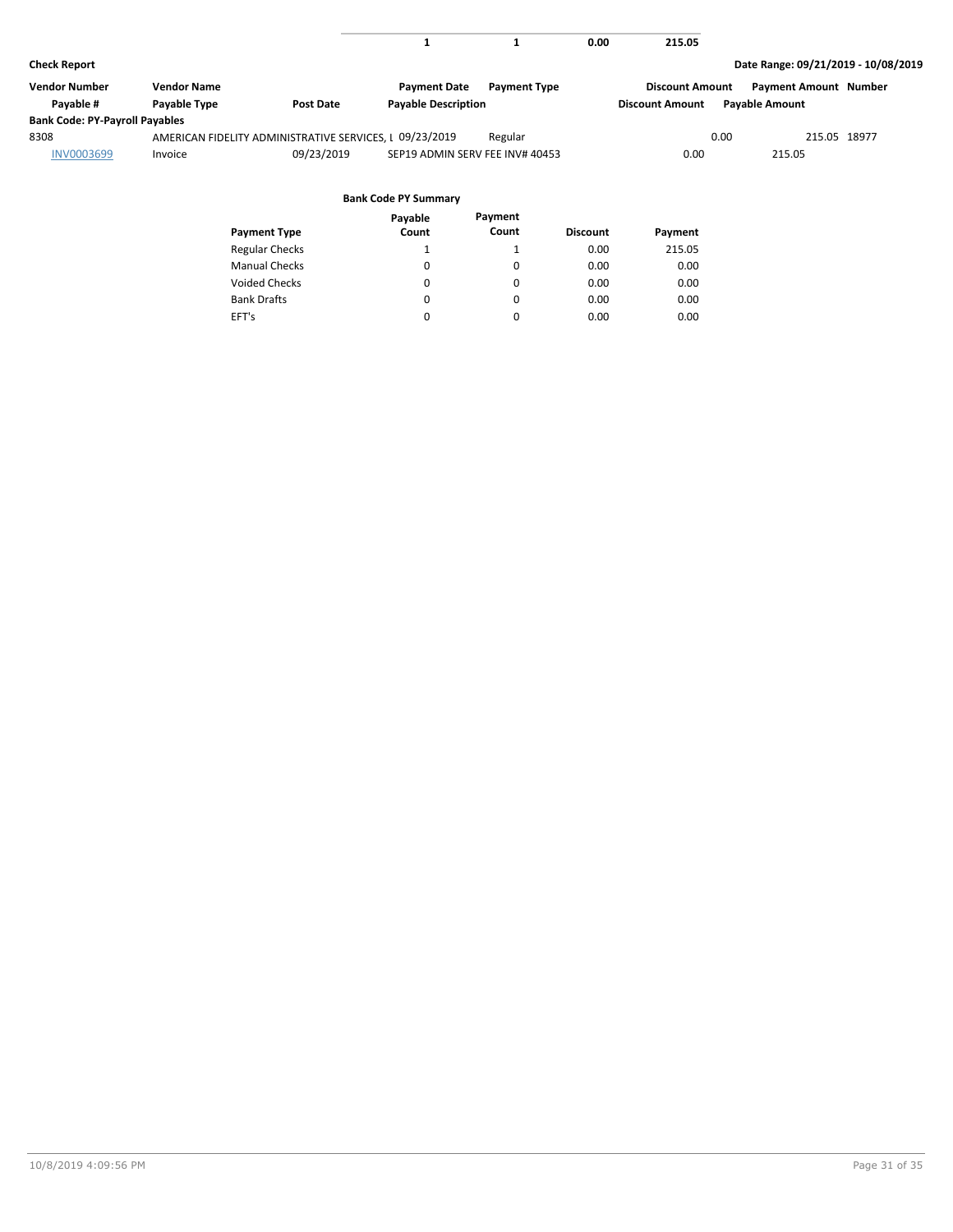| | | | | |
|---|---|---|---|---|
| | 1 | 1 | 0.00 | 215.05 |

**Check Report** Date Range: 09/21/2019 - 10/08/2019

| Vendor Number | Vendor Name | | Payment Date | Payment Type | Discount Amount | Payment Amount | Number |
|---|---|---|---|---|---|---|---|
| Payable # | Payable Type | Post Date | Payable Description | | Discount Amount | Payable Amount | |
| **Bank Code: PY-Payroll Payables** | | | | | | | |
| 8308 | AMERICAN FIDELITY ADMINISTRATIVE SERVICES, L | | 09/23/2019 | Regular | 0.00 | 215.05 | 18977 |
| INV0003699 | Invoice | 09/23/2019 | SEP19 ADMIN SERV FEE INV# 40453 | | 0.00 | 215.05 | |

**Bank Code PY Summary**

| Payment Type | Payable Count | Payment Count | Discount | Payment |
|---|---|---|---|---|
| Regular Checks | 1 | 1 | 0.00 | 215.05 |
| Manual Checks | 0 | 0 | 0.00 | 0.00 |
| Voided Checks | 0 | 0 | 0.00 | 0.00 |
| Bank Drafts | 0 | 0 | 0.00 | 0.00 |
| EFT's | 0 | 0 | 0.00 | 0.00 |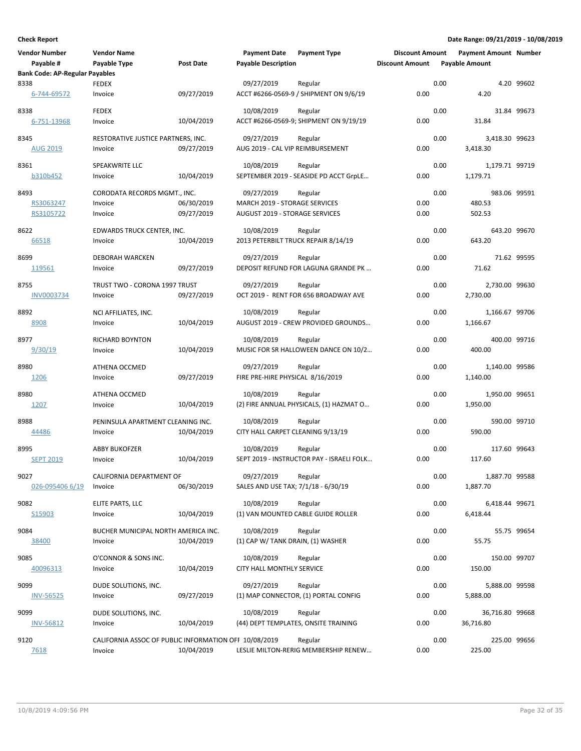**Check Report** **Date Range: 09/21/2019 - 10/08/2019**

| Vendor Number / Payable # | Vendor Name / Payable Type | Post Date | Payment Date / Payable Description | Payment Type | Discount Amount / Discount Amount | Payment Amount / Payable Amount | Number |
|---|---|---|---|---|---|---|---|
| **Bank Code: AP-Regular Payables** | | | | | | | |
| 8338 | FEDEX | | 09/27/2019 | Regular | 0.00 | 4.20 | 99602 |
| 6-744-69572 | Invoice | 09/27/2019 | ACCT #6266-0569-9 / SHIPMENT ON 9/6/19 | | 0.00 | 4.20 | |
| 8338 | FEDEX | | 10/08/2019 | Regular | 0.00 | 31.84 | 99673 |
| 6-751-13968 | Invoice | 10/04/2019 | ACCT #6266-0569-9; SHIPMENT ON 9/19/19 | | 0.00 | 31.84 | |
| 8345 | RESTORATIVE JUSTICE PARTNERS, INC. | | 09/27/2019 | Regular | 0.00 | 3,418.30 | 99623 |
| AUG 2019 | Invoice | 09/27/2019 | AUG 2019 - CAL VIP REIMBURSEMENT | | 0.00 | 3,418.30 | |
| 8361 | SPEAKWRITE LLC | | 10/08/2019 | Regular | 0.00 | 1,179.71 | 99719 |
| b310b452 | Invoice | 10/04/2019 | SEPTEMBER 2019 - SEASIDE PD ACCT GrpLE… | | 0.00 | 1,179.71 | |
| 8493 | CORODATA RECORDS MGMT., INC. | | 09/27/2019 | Regular | 0.00 | 983.06 | 99591 |
| RS3063247 | Invoice | 06/30/2019 | MARCH 2019 - STORAGE SERVICES | | 0.00 | 480.53 | |
| RS3105722 | Invoice | 09/27/2019 | AUGUST 2019 - STORAGE SERVICES | | 0.00 | 502.53 | |
| 8622 | EDWARDS TRUCK CENTER, INC. | | 10/08/2019 | Regular | 0.00 | 643.20 | 99670 |
| 66518 | Invoice | 10/04/2019 | 2013 PETERBILT TRUCK REPAIR 8/14/19 | | 0.00 | 643.20 | |
| 8699 | DEBORAH WARCKEN | | 09/27/2019 | Regular | 0.00 | 71.62 | 99595 |
| 119561 | Invoice | 09/27/2019 | DEPOSIT REFUND FOR LAGUNA GRANDE PK … | | 0.00 | 71.62 | |
| 8755 | TRUST TWO - CORONA 1997 TRUST | | 09/27/2019 | Regular | 0.00 | 2,730.00 | 99630 |
| INV0003734 | Invoice | 09/27/2019 | OCT 2019 - RENT FOR 656 BROADWAY AVE | | 0.00 | 2,730.00 | |
| 8892 | NCI AFFILIATES, INC. | | 10/08/2019 | Regular | 0.00 | 1,166.67 | 99706 |
| 8908 | Invoice | 10/04/2019 | AUGUST 2019 - CREW PROVIDED GROUNDS… | | 0.00 | 1,166.67 | |
| 8977 | RICHARD BOYNTON | | 10/08/2019 | Regular | 0.00 | 400.00 | 99716 |
| 9/30/19 | Invoice | 10/04/2019 | MUSIC FOR SR HALLOWEEN DANCE ON 10/2… | | 0.00 | 400.00 | |
| 8980 | ATHENA OCCMED | | 09/27/2019 | Regular | 0.00 | 1,140.00 | 99586 |
| 1206 | Invoice | 09/27/2019 | FIRE PRE-HIRE PHYSICAL 8/16/2019 | | 0.00 | 1,140.00 | |
| 8980 | ATHENA OCCMED | | 10/08/2019 | Regular | 0.00 | 1,950.00 | 99651 |
| 1207 | Invoice | 10/04/2019 | (2) FIRE ANNUAL PHYSICALS, (1) HAZMAT O… | | 0.00 | 1,950.00 | |
| 8988 | PENINSULA APARTMENT CLEANING INC. | | 10/08/2019 | Regular | 0.00 | 590.00 | 99710 |
| 44486 | Invoice | 10/04/2019 | CITY HALL CARPET CLEANING 9/13/19 | | 0.00 | 590.00 | |
| 8995 | ABBY BUKOFZER | | 10/08/2019 | Regular | 0.00 | 117.60 | 99643 |
| SEPT 2019 | Invoice | 10/04/2019 | SEPT 2019 - INSTRUCTOR PAY - ISRAELI FOLK… | | 0.00 | 117.60 | |
| 9027 | CALIFORNIA DEPARTMENT OF | | 09/27/2019 | Regular | 0.00 | 1,887.70 | 99588 |
| 026-095406 6/19 | Invoice | 06/30/2019 | SALES AND USE TAX; 7/1/18 - 6/30/19 | | 0.00 | 1,887.70 | |
| 9082 | ELITE PARTS, LLC | | 10/08/2019 | Regular | 0.00 | 6,418.44 | 99671 |
| S15903 | Invoice | 10/04/2019 | (1) VAN MOUNTED CABLE GUIDE ROLLER | | 0.00 | 6,418.44 | |
| 9084 | BUCHER MUNICIPAL NORTH AMERICA INC. | | 10/08/2019 | Regular | 0.00 | 55.75 | 99654 |
| 38400 | Invoice | 10/04/2019 | (1) CAP W/ TANK DRAIN, (1) WASHER | | 0.00 | 55.75 | |
| 9085 | O'CONNOR & SONS INC. | | 10/08/2019 | Regular | 0.00 | 150.00 | 99707 |
| 40096313 | Invoice | 10/04/2019 | CITY HALL MONTHLY SERVICE | | 0.00 | 150.00 | |
| 9099 | DUDE SOLUTIONS, INC. | | 09/27/2019 | Regular | 0.00 | 5,888.00 | 99598 |
| INV-56525 | Invoice | 09/27/2019 | (1) MAP CONNECTOR, (1) PORTAL CONFIG | | 0.00 | 5,888.00 | |
| 9099 | DUDE SOLUTIONS, INC. | | 10/08/2019 | Regular | 0.00 | 36,716.80 | 99668 |
| INV-56812 | Invoice | 10/04/2019 | (44) DEPT TEMPLATES, ONSITE TRAINING | | 0.00 | 36,716.80 | |
| 9120 | CALIFORNIA ASSOC OF PUBLIC INFORMATION OFI | | 10/08/2019 | Regular | 0.00 | 225.00 | 99656 |
| 7618 | Invoice | 10/04/2019 | LESLIE MILTON-RERIG MEMBERSHIP RENEW… | | 0.00 | 225.00 | |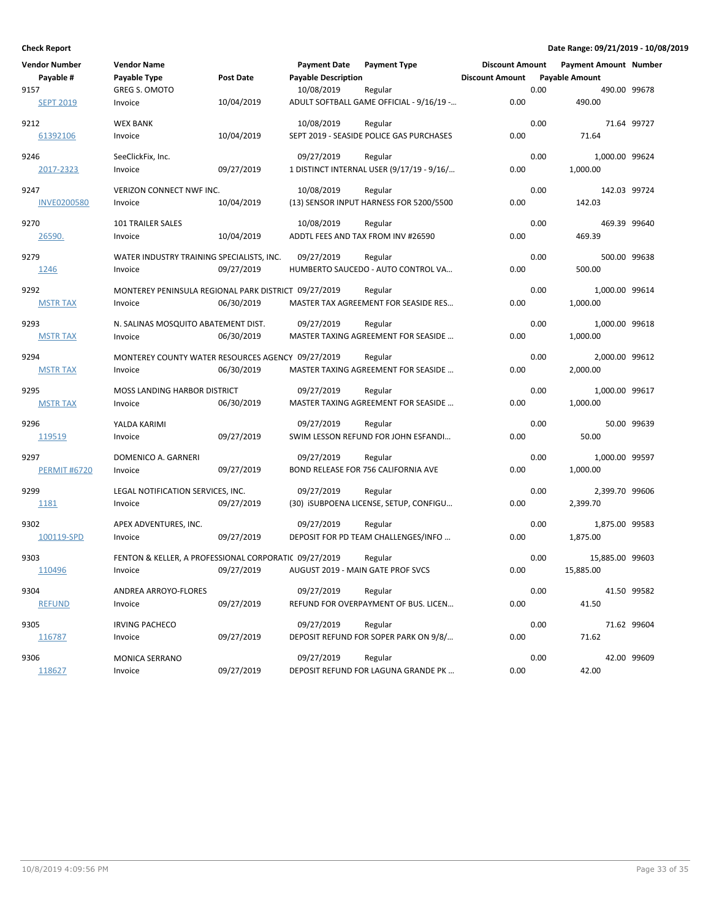**Check Report**

**Date Range: 09/21/2019 - 10/08/2019**

| Vendor Number / Payable # | Vendor Name / Payable Type | Post Date | Payment Date / Payable Description | Payment Type | Discount Amount | Payment Amount / Payable Amount | Number |
|---|---|---|---|---|---|---|---|
| 9157 | GREG S. OMOTO | | 10/08/2019 | Regular | 0.00 | 490.00 | 99678 |
| SEPT 2019 | Invoice | 10/04/2019 | ADULT SOFTBALL GAME OFFICIAL - 9/16/19 -... | | 0.00 | 490.00 | |
| 9212 | WEX BANK | | 10/08/2019 | Regular | 0.00 | 71.64 | 99727 |
| 61392106 | Invoice | 10/04/2019 | SEPT 2019 - SEASIDE POLICE GAS PURCHASES | | 0.00 | 71.64 | |
| 9246 | SeeClickFix, Inc. | | 09/27/2019 | Regular | 0.00 | 1,000.00 | 99624 |
| 2017-2323 | Invoice | 09/27/2019 | 1 DISTINCT INTERNAL USER (9/17/19 - 9/16/... | | 0.00 | 1,000.00 | |
| 9247 | VERIZON CONNECT NWF INC. | | 10/08/2019 | Regular | 0.00 | 142.03 | 99724 |
| INVE0200580 | Invoice | 10/04/2019 | (13) SENSOR INPUT HARNESS FOR 5200/5500 | | 0.00 | 142.03 | |
| 9270 | 101 TRAILER SALES | | 10/08/2019 | Regular | 0.00 | 469.39 | 99640 |
| 26590. | Invoice | 10/04/2019 | ADDTL FEES AND TAX FROM INV #26590 | | 0.00 | 469.39 | |
| 9279 | WATER INDUSTRY TRAINING SPECIALISTS, INC. | | 09/27/2019 | Regular | 0.00 | 500.00 | 99638 |
| 1246 | Invoice | 09/27/2019 | HUMBERTO SAUCEDO - AUTO CONTROL VA... | | 0.00 | 500.00 | |
| 9292 | MONTEREY PENINSULA REGIONAL PARK DISTRICT | | 09/27/2019 | Regular | 0.00 | 1,000.00 | 99614 |
| MSTR TAX | Invoice | 06/30/2019 | MASTER TAX AGREEMENT FOR SEASIDE RES... | | 0.00 | 1,000.00 | |
| 9293 | N. SALINAS MOSQUITO ABATEMENT DIST. | | 09/27/2019 | Regular | 0.00 | 1,000.00 | 99618 |
| MSTR TAX | Invoice | 06/30/2019 | MASTER TAXING AGREEMENT FOR SEASIDE ... | | 0.00 | 1,000.00 | |
| 9294 | MONTEREY COUNTY WATER RESOURCES AGENCY | | 09/27/2019 | Regular | 0.00 | 2,000.00 | 99612 |
| MSTR TAX | Invoice | 06/30/2019 | MASTER TAXING AGREEMENT FOR SEASIDE ... | | 0.00 | 2,000.00 | |
| 9295 | MOSS LANDING HARBOR DISTRICT | | 09/27/2019 | Regular | 0.00 | 1,000.00 | 99617 |
| MSTR TAX | Invoice | 06/30/2019 | MASTER TAXING AGREEMENT FOR SEASIDE ... | | 0.00 | 1,000.00 | |
| 9296 | YALDA KARIMI | | 09/27/2019 | Regular | 0.00 | 50.00 | 99639 |
| 119519 | Invoice | 09/27/2019 | SWIM LESSON REFUND FOR JOHN ESFANDI... | | 0.00 | 50.00 | |
| 9297 | DOMENICO A. GARNERI | | 09/27/2019 | Regular | 0.00 | 1,000.00 | 99597 |
| PERMIT #6720 | Invoice | 09/27/2019 | BOND RELEASE FOR 756 CALIFORNIA AVE | | 0.00 | 1,000.00 | |
| 9299 | LEGAL NOTIFICATION SERVICES, INC. | | 09/27/2019 | Regular | 0.00 | 2,399.70 | 99606 |
| 1181 | Invoice | 09/27/2019 | (30) iSUBPOENA LICENSE, SETUP, CONFIGU... | | 0.00 | 2,399.70 | |
| 9302 | APEX ADVENTURES, INC. | | 09/27/2019 | Regular | 0.00 | 1,875.00 | 99583 |
| 100119-SPD | Invoice | 09/27/2019 | DEPOSIT FOR PD TEAM CHALLENGES/INFO ... | | 0.00 | 1,875.00 | |
| 9303 | FENTON & KELLER, A PROFESSIONAL CORPORATIC | | 09/27/2019 | Regular | 0.00 | 15,885.00 | 99603 |
| 110496 | Invoice | 09/27/2019 | AUGUST 2019 - MAIN GATE PROF SVCS | | 0.00 | 15,885.00 | |
| 9304 | ANDREA ARROYO-FLORES | | 09/27/2019 | Regular | 0.00 | 41.50 | 99582 |
| REFUND | Invoice | 09/27/2019 | REFUND FOR OVERPAYMENT OF BUS. LICEN... | | 0.00 | 41.50 | |
| 9305 | IRVING PACHECO | | 09/27/2019 | Regular | 0.00 | 71.62 | 99604 |
| 116787 | Invoice | 09/27/2019 | DEPOSIT REFUND FOR SOPER PARK ON 9/8/... | | 0.00 | 71.62 | |
| 9306 | MONICA SERRANO | | 09/27/2019 | Regular | 0.00 | 42.00 | 99609 |
| 118627 | Invoice | 09/27/2019 | DEPOSIT REFUND FOR LAGUNA GRANDE PK ... | | 0.00 | 42.00 | |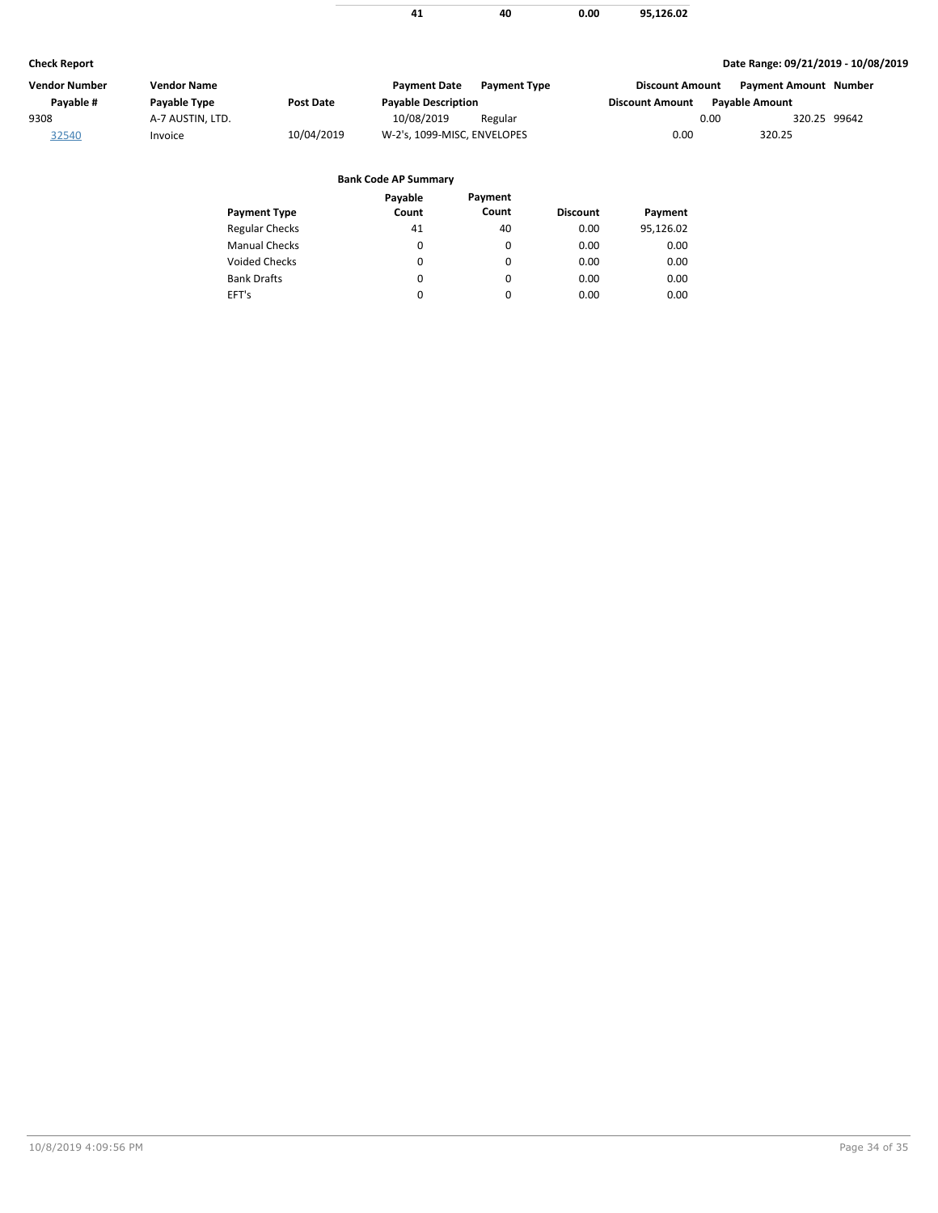| | | | |
|---|---|---|---|
| **41** | **40** | **0.00** | **95,126.02** |

**Check Report** | **Date Range: 09/21/2019 - 10/08/2019**

| Vendor Number | Vendor Name | | Payment Date | Payment Type | Discount Amount | Payment Amount | Number |
|---|---|---|---|---|---|---|---|
| **Payable #** | **Payable Type** | **Post Date** | **Payable Description** | | **Discount Amount** | **Payable Amount** | |
| 9308 | A-7 AUSTIN, LTD. | | 10/08/2019 | Regular | 0.00 | 320.25 | 99642 |
| 32540 | Invoice | 10/04/2019 | W-2's, 1099-MISC, ENVELOPES | | 0.00 | 320.25 | |

**Bank Code AP Summary**

| Payment Type | Payable Count | Payment Count | Discount | Payment |
|---|---|---|---|---|
| Regular Checks | 41 | 40 | 0.00 | 95,126.02 |
| Manual Checks | 0 | 0 | 0.00 | 0.00 |
| Voided Checks | 0 | 0 | 0.00 | 0.00 |
| Bank Drafts | 0 | 0 | 0.00 | 0.00 |
| EFT's | 0 | 0 | 0.00 | 0.00 |

10/8/2019 4:09:56 PM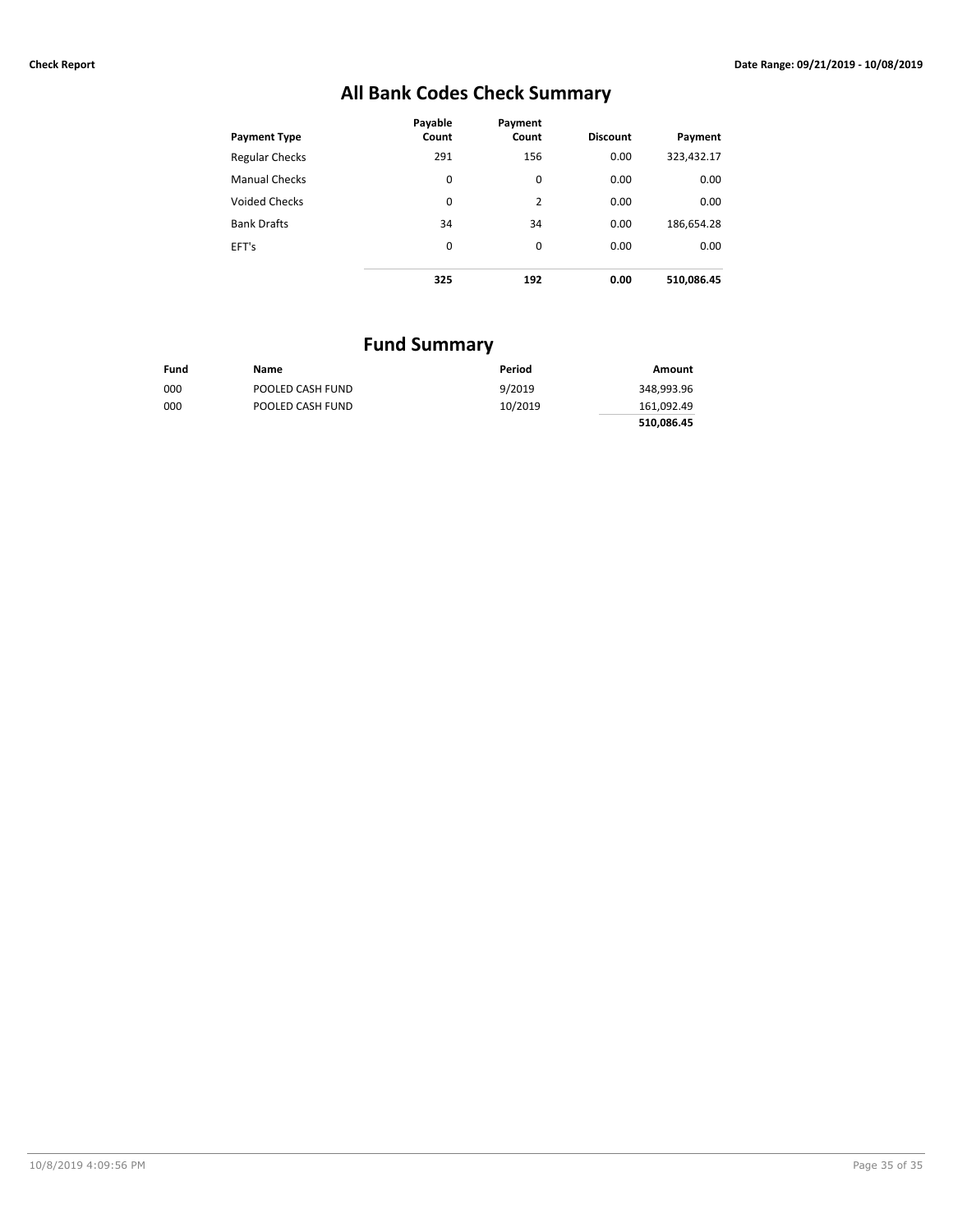## All Bank Codes Check Summary

| Payment Type | Payable Count | Payment Count | Discount | Payment |
|---|---|---|---|---|
| Regular Checks | 291 | 156 | 0.00 | 323,432.17 |
| Manual Checks | 0 | 0 | 0.00 | 0.00 |
| Voided Checks | 0 | 2 | 0.00 | 0.00 |
| Bank Drafts | 34 | 34 | 0.00 | 186,654.28 |
| EFT's | 0 | 0 | 0.00 | 0.00 |
| | **325** | **192** | **0.00** | **510,086.45** |

## Fund Summary

| Fund | Name | Period | Amount |
|---|---|---|---|
| 000 | POOLED CASH FUND | 9/2019 | 348,993.96 |
| 000 | POOLED CASH FUND | 10/2019 | 161,092.49 |
| | | | **510,086.45** |